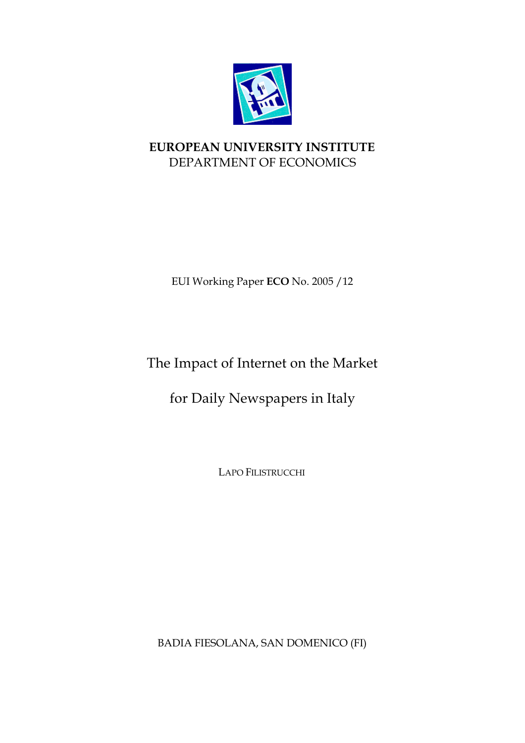**EUROPEAN UNIVERSITY INSTITUTE**
DEPARTMENT OF ECONOMICS

EUI Working Paper **ECO** No. 2005 /12

# The Impact of Internet on the Market for Daily Newspapers in Italy

LAPO FILISTRUCCHI

BADIA FIESOLANA, SAN DOMENICO (FI)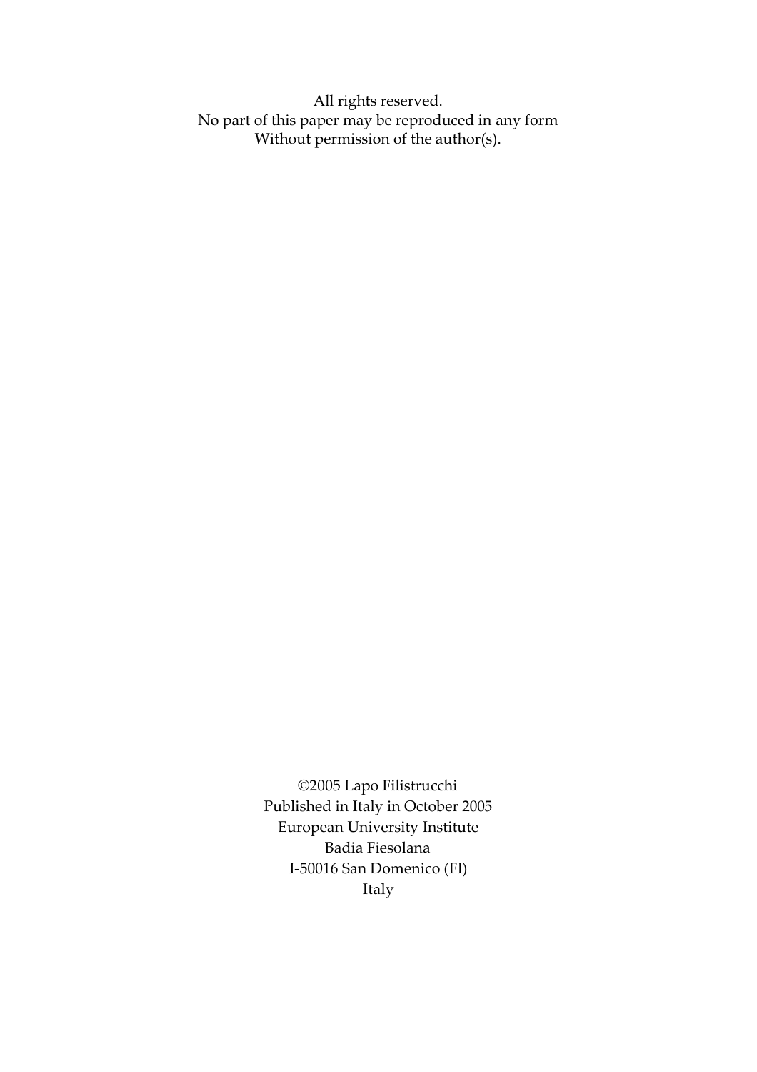All rights reserved.
No part of this paper may be reproduced in any form
Without permission of the author(s).

©2005 Lapo Filistrucchi
Published in Italy in October 2005
European University Institute
Badia Fiesolana
I-50016 San Domenico (FI)
Italy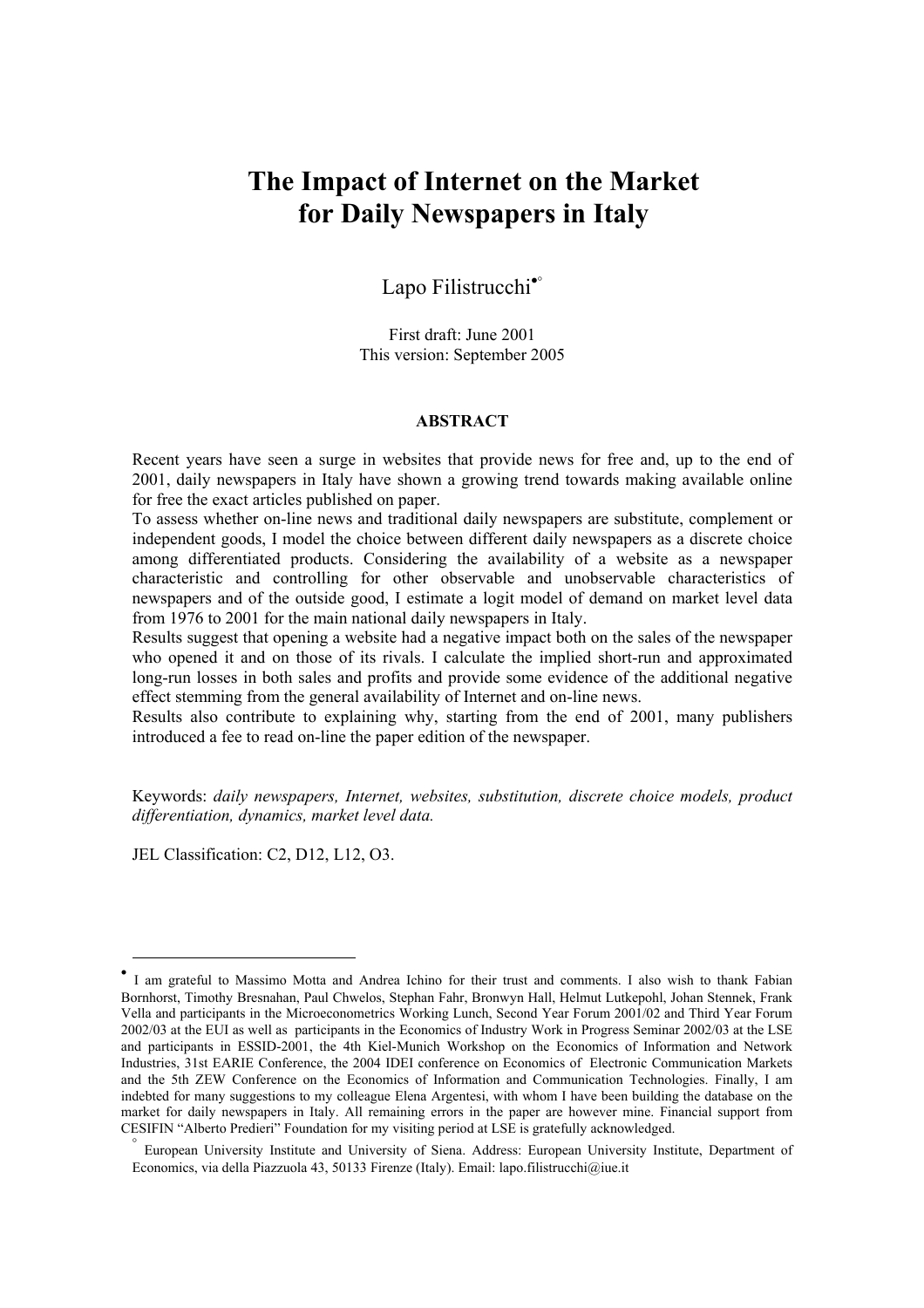# The Impact of Internet on the Market for Daily Newspapers in Italy

Lapo Filistrucchi[•][°]

First draft: June 2001
This version: September 2005

**ABSTRACT**

Recent years have seen a surge in websites that provide news for free and, up to the end of 2001, daily newspapers in Italy have shown a growing trend towards making available online for free the exact articles published on paper.
To assess whether on-line news and traditional daily newspapers are substitute, complement or independent goods, I model the choice between different daily newspapers as a discrete choice among differentiated products. Considering the availability of a website as a newspaper characteristic and controlling for other observable and unobservable characteristics of newspapers and of the outside good, I estimate a logit model of demand on market level data from 1976 to 2001 for the main national daily newspapers in Italy.
Results suggest that opening a website had a negative impact both on the sales of the newspaper who opened it and on those of its rivals. I calculate the implied short-run and approximated long-run losses in both sales and profits and provide some evidence of the additional negative effect stemming from the general availability of Internet and on-line news.
Results also contribute to explaining why, starting from the end of 2001, many publishers introduced a fee to read on-line the paper edition of the newspaper.

Keywords: *daily newspapers, Internet, websites, substitution, discrete choice models, product differentiation, dynamics, market level data.*

JEL Classification: C2, D12, L12, O3.

---

[•] I am grateful to Massimo Motta and Andrea Ichino for their trust and comments. I also wish to thank Fabian Bornhorst, Timothy Bresnahan, Paul Chwelos, Stephan Fahr, Bronwyn Hall, Helmut Lutkepohl, Johan Stennek, Frank Vella and participants in the Microeconometrics Working Lunch, Second Year Forum 2001/02 and Third Year Forum 2002/03 at the EUI as well as participants in the Economics of Industry Work in Progress Seminar 2002/03 at the LSE and participants in ESSID-2001, the 4th Kiel-Munich Workshop on the Economics of Information and Network Industries, 31st EARIE Conference, the 2004 IDEI conference on Economics of Electronic Communication Markets and the 5th ZEW Conference on the Economics of Information and Communication Technologies. Finally, I am indebted for many suggestions to my colleague Elena Argentesi, with whom I have been building the database on the market for daily newspapers in Italy. All remaining errors in the paper are however mine. Financial support from CESIFIN "Alberto Predieri" Foundation for my visiting period at LSE is gratefully acknowledged.

[°] European University Institute and University of Siena. Address: European University Institute, Department of Economics, via della Piazzuola 43, 50133 Firenze (Italy). Email: lapo.filistrucchi@iue.it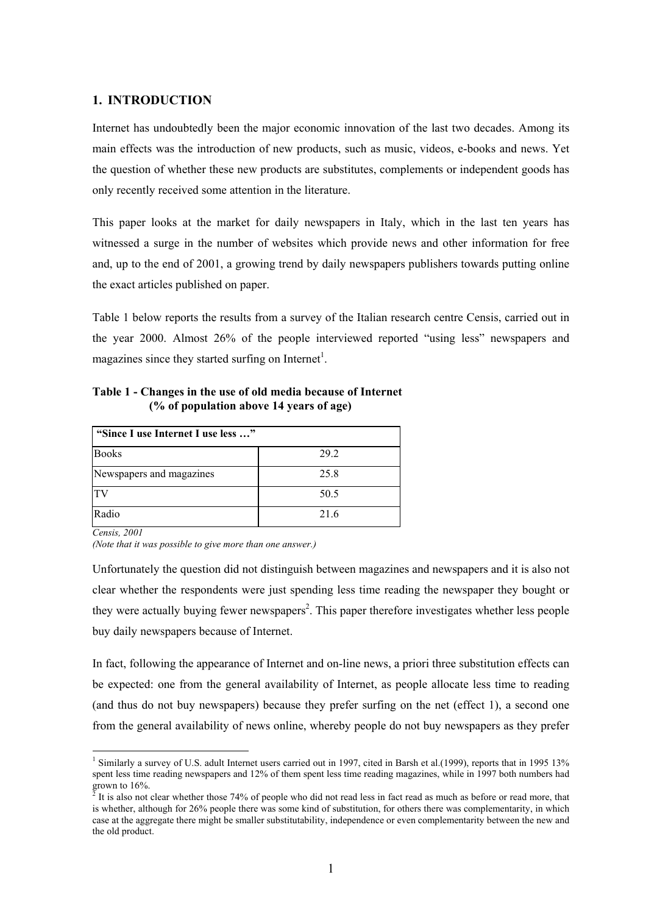## 1. INTRODUCTION

Internet has undoubtedly been the major economic innovation of the last two decades. Among its main effects was the introduction of new products, such as music, videos, e-books and news. Yet the question of whether these new products are substitutes, complements or independent goods has only recently received some attention in the literature.

This paper looks at the market for daily newspapers in Italy, which in the last ten years has witnessed a surge in the number of websites which provide news and other information for free and, up to the end of 2001, a growing trend by daily newspapers publishers towards putting online the exact articles published on paper.

Table 1 below reports the results from a survey of the Italian research centre Censis, carried out in the year 2000. Almost 26% of the people interviewed reported "using less" newspapers and magazines since they started surfing on Internet[1].

**Table 1 - Changes in the use of old media because of Internet (% of population above 14 years of age)**

| "Since I use Internet I use less …" | |
|---|---|
| Books | 29.2 |
| Newspapers and magazines | 25.8 |
| TV | 50.5 |
| Radio | 21.6 |

*Censis, 2001*
*(Note that it was possible to give more than one answer.)*

Unfortunately the question did not distinguish between magazines and newspapers and it is also not clear whether the respondents were just spending less time reading the newspaper they bought or they were actually buying fewer newspapers[2]. This paper therefore investigates whether less people buy daily newspapers because of Internet.

In fact, following the appearance of Internet and on-line news, a priori three substitution effects can be expected: one from the general availability of Internet, as people allocate less time to reading (and thus do not buy newspapers) because they prefer surfing on the net (effect 1), a second one from the general availability of news online, whereby people do not buy newspapers as they prefer

[1] Similarly a survey of U.S. adult Internet users carried out in 1997, cited in Barsh et al.(1999), reports that in 1995 13% spent less time reading newspapers and 12% of them spent less time reading magazines, while in 1997 both numbers had grown to 16%.

[2] It is also not clear whether those 74% of people who did not read less in fact read as much as before or read more, that is whether, although for 26% people there was some kind of substitution, for others there was complementarity, in which case at the aggregate there might be smaller substitutability, independence or even complementarity between the new and the old product.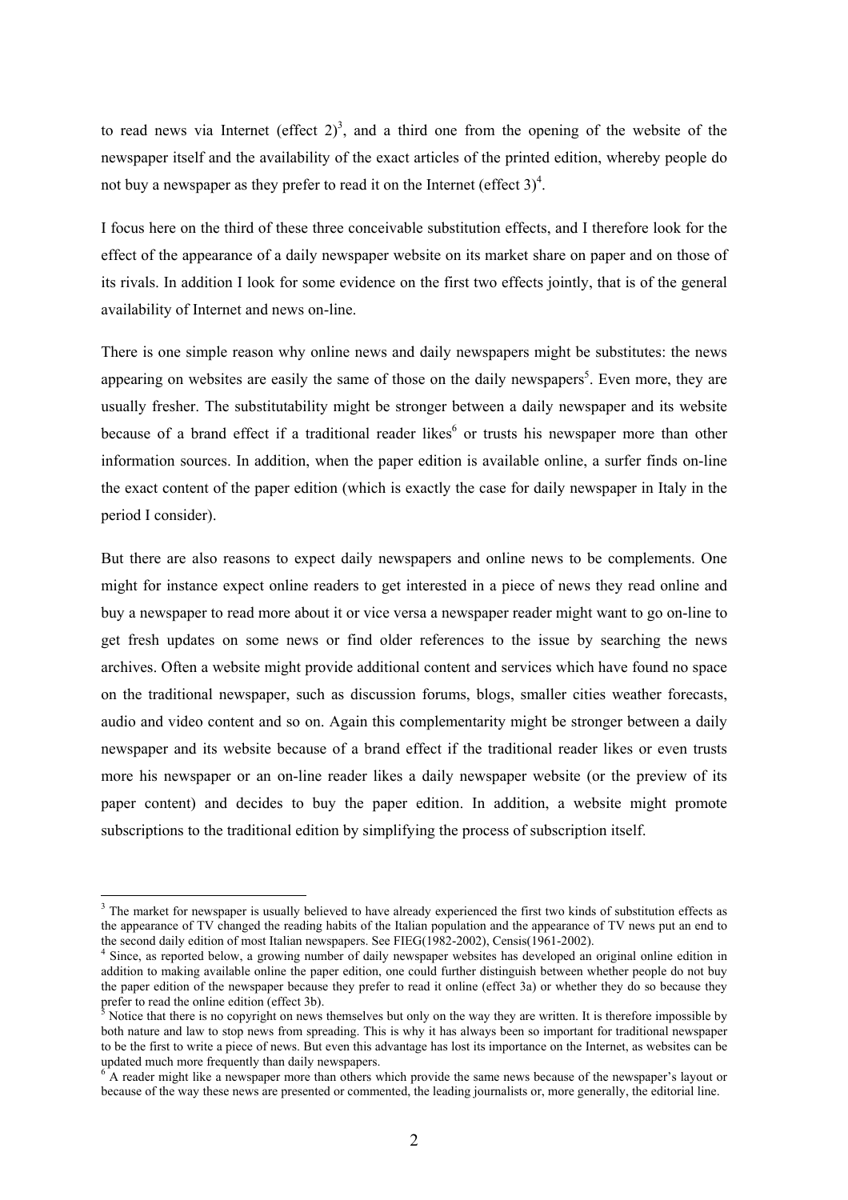to read news via Internet (effect 2)[3], and a third one from the opening of the website of the newspaper itself and the availability of the exact articles of the printed edition, whereby people do not buy a newspaper as they prefer to read it on the Internet (effect 3)[4].

I focus here on the third of these three conceivable substitution effects, and I therefore look for the effect of the appearance of a daily newspaper website on its market share on paper and on those of its rivals. In addition I look for some evidence on the first two effects jointly, that is of the general availability of Internet and news on-line.

There is one simple reason why online news and daily newspapers might be substitutes: the news appearing on websites are easily the same of those on the daily newspapers[5]. Even more, they are usually fresher. The substitutability might be stronger between a daily newspaper and its website because of a brand effect if a traditional reader likes[6] or trusts his newspaper more than other information sources. In addition, when the paper edition is available online, a surfer finds on-line the exact content of the paper edition (which is exactly the case for daily newspaper in Italy in the period I consider).

But there are also reasons to expect daily newspapers and online news to be complements. One might for instance expect online readers to get interested in a piece of news they read online and buy a newspaper to read more about it or vice versa a newspaper reader might want to go on-line to get fresh updates on some news or find older references to the issue by searching the news archives. Often a website might provide additional content and services which have found no space on the traditional newspaper, such as discussion forums, blogs, smaller cities weather forecasts, audio and video content and so on. Again this complementarity might be stronger between a daily newspaper and its website because of a brand effect if the traditional reader likes or even trusts more his newspaper or an on-line reader likes a daily newspaper website (or the preview of its paper content) and decides to buy the paper edition. In addition, a website might promote subscriptions to the traditional edition by simplifying the process of subscription itself.

---

[3] The market for newspaper is usually believed to have already experienced the first two kinds of substitution effects as the appearance of TV changed the reading habits of the Italian population and the appearance of TV news put an end to the second daily edition of most Italian newspapers. See FIEG(1982-2002), Censis(1961-2002).

[4] Since, as reported below, a growing number of daily newspaper websites has developed an original online edition in addition to making available online the paper edition, one could further distinguish between whether people do not buy the paper edition of the newspaper because they prefer to read it online (effect 3a) or whether they do so because they prefer to read the online edition (effect 3b).

[5] Notice that there is no copyright on news themselves but only on the way they are written. It is therefore impossible by both nature and law to stop news from spreading. This is why it has always been so important for traditional newspaper to be the first to write a piece of news. But even this advantage has lost its importance on the Internet, as websites can be updated much more frequently than daily newspapers.

[6] A reader might like a newspaper more than others which provide the same news because of the newspaper's layout or because of the way these news are presented or commented, the leading journalists or, more generally, the editorial line.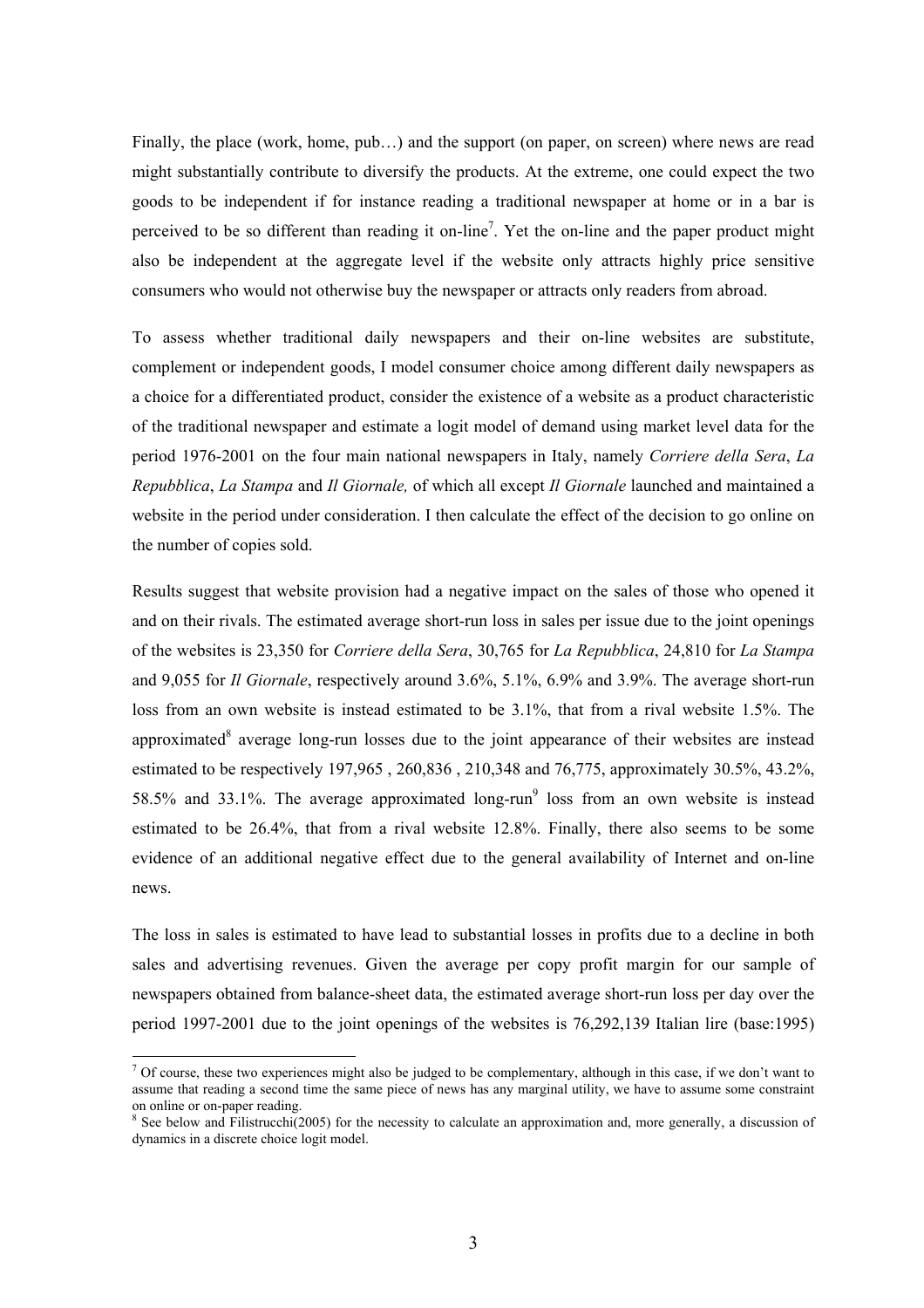Finally, the place (work, home, pub…) and the support (on paper, on screen) where news are read might substantially contribute to diversify the products. At the extreme, one could expect the two goods to be independent if for instance reading a traditional newspaper at home or in a bar is perceived to be so different than reading it on-line[7]. Yet the on-line and the paper product might also be independent at the aggregate level if the website only attracts highly price sensitive consumers who would not otherwise buy the newspaper or attracts only readers from abroad.

To assess whether traditional daily newspapers and their on-line websites are substitute, complement or independent goods, I model consumer choice among different daily newspapers as a choice for a differentiated product, consider the existence of a website as a product characteristic of the traditional newspaper and estimate a logit model of demand using market level data for the period 1976-2001 on the four main national newspapers in Italy, namely *Corriere della Sera*, *La Repubblica*, *La Stampa* and *Il Giornale,* of which all except *Il Giornale* launched and maintained a website in the period under consideration. I then calculate the effect of the decision to go online on the number of copies sold.

Results suggest that website provision had a negative impact on the sales of those who opened it and on their rivals. The estimated average short-run loss in sales per issue due to the joint openings of the websites is 23,350 for *Corriere della Sera*, 30,765 for *La Repubblica*, 24,810 for *La Stampa* and 9,055 for *Il Giornale*, respectively around 3.6%, 5.1%, 6.9% and 3.9%. The average short-run loss from an own website is instead estimated to be 3.1%, that from a rival website 1.5%. The approximated[8] average long-run losses due to the joint appearance of their websites are instead estimated to be respectively 197,965 , 260,836 , 210,348 and 76,775, approximately 30.5%, 43.2%, 58.5% and 33.1%. The average approximated long-run[9] loss from an own website is instead estimated to be 26.4%, that from a rival website 12.8%. Finally, there also seems to be some evidence of an additional negative effect due to the general availability of Internet and on-line news.

The loss in sales is estimated to have lead to substantial losses in profits due to a decline in both sales and advertising revenues. Given the average per copy profit margin for our sample of newspapers obtained from balance-sheet data, the estimated average short-run loss per day over the period 1997-2001 due to the joint openings of the websites is 76,292,139 Italian lire (base:1995)

---

[7] Of course, these two experiences might also be judged to be complementary, although in this case, if we don't want to assume that reading a second time the same piece of news has any marginal utility, we have to assume some constraint on online or on-paper reading.

[8] See below and Filistrucchi(2005) for the necessity to calculate an approximation and, more generally, a discussion of dynamics in a discrete choice logit model.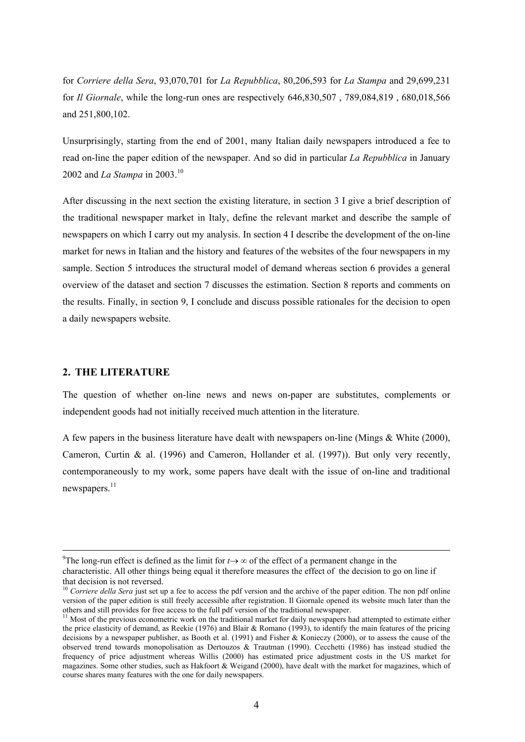for *Corriere della Sera*, 93,070,701 for *La Repubblica*, 80,206,593 for *La Stampa* and 29,699,231 for *Il Giornale*, while the long-run ones are respectively 646,830,507 , 789,084,819 , 680,018,566 and 251,800,102.

Unsurprisingly, starting from the end of 2001, many Italian daily newspapers introduced a fee to read on-line the paper edition of the newspaper. And so did in particular *La Repubblica* in January 2002 and *La Stampa* in 2003.[10]

After discussing in the next section the existing literature, in section 3 I give a brief description of the traditional newspaper market in Italy, define the relevant market and describe the sample of newspapers on which I carry out my analysis. In section 4 I describe the development of the on-line market for news in Italian and the history and features of the websites of the four newspapers in my sample. Section 5 introduces the structural model of demand whereas section 6 provides a general overview of the dataset and section 7 discusses the estimation. Section 8 reports and comments on the results. Finally, in section 9, I conclude and discuss possible rationales for the decision to open a daily newspapers website.

## 2. THE LITERATURE

The question of whether on-line news and news on-paper are substitutes, complements or independent goods had not initially received much attention in the literature.

A few papers in the business literature have dealt with newspapers on-line (Mings & White (2000), Cameron, Curtin & al. (1996) and Cameron, Hollander et al. (1997)). But only very recently, contemporaneously to my work, some papers have dealt with the issue of on-line and traditional newspapers.[11]

---

[9]The long-run effect is defined as the limit for $t \rightarrow \infty$ of the effect of a permanent change in the characteristic. All other things being equal it therefore measures the effect of the decision to go on line if that decision is not reversed.

[10] *Corriere della Sera* just set up a fee to access the pdf version and the archive of the paper edition. The non pdf online version of the paper edition is still freely accessible after registration. Il Giornale opened its website much later than the others and still provides for free access to the full pdf version of the traditional newspaper.

[11] Most of the previous econometric work on the traditional market for daily newspapers had attempted to estimate either the price elasticity of demand, as Reekie (1976) and Blair & Romano (1993), to identify the main features of the pricing decisions by a newspaper publisher, as Booth et al. (1991) and Fisher & Konieczy (2000), or to assess the cause of the observed trend towards monopolisation as Dertouzos & Trautman (1990). Cecchetti (1986) has instead studied the frequency of price adjustment whereas Willis (2000) has estimated price adjustment costs in the US market for magazines. Some other studies, such as Hakfoort & Weigand (2000), have dealt with the market for magazines, which of course shares many features with the one for daily newspapers.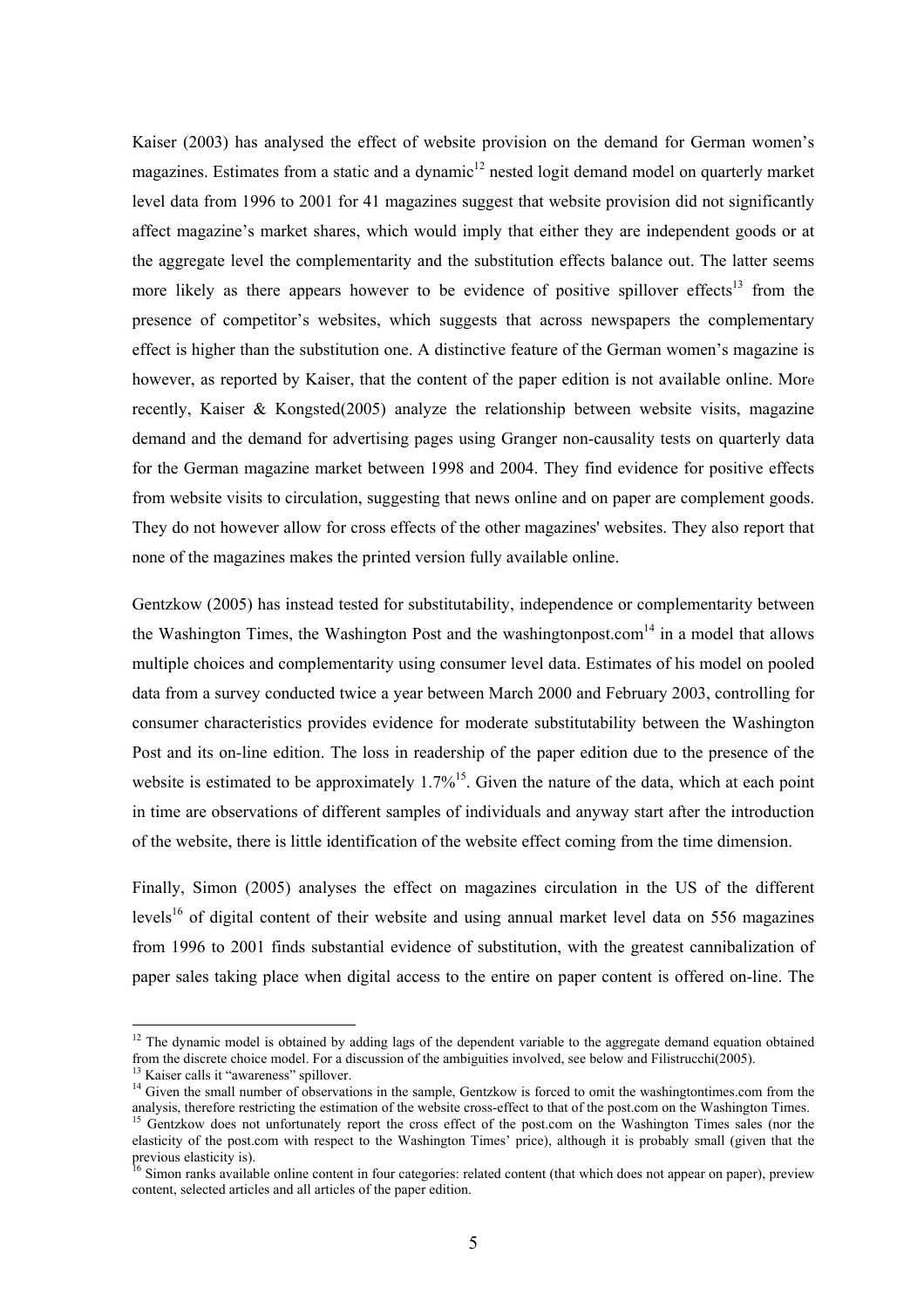Kaiser (2003) has analysed the effect of website provision on the demand for German women's magazines. Estimates from a static and a dynamic[12] nested logit demand model on quarterly market level data from 1996 to 2001 for 41 magazines suggest that website provision did not significantly affect magazine's market shares, which would imply that either they are independent goods or at the aggregate level the complementarity and the substitution effects balance out. The latter seems more likely as there appears however to be evidence of positive spillover effects[13] from the presence of competitor's websites, which suggests that across newspapers the complementary effect is higher than the substitution one. A distinctive feature of the German women's magazine is however, as reported by Kaiser, that the content of the paper edition is not available online. More recently, Kaiser & Kongsted(2005) analyze the relationship between website visits, magazine demand and the demand for advertising pages using Granger non-causality tests on quarterly data for the German magazine market between 1998 and 2004. They find evidence for positive effects from website visits to circulation, suggesting that news online and on paper are complement goods. They do not however allow for cross effects of the other magazines' websites. They also report that none of the magazines makes the printed version fully available online.

Gentzkow (2005) has instead tested for substitutability, independence or complementarity between the Washington Times, the Washington Post and the washingtonpost.com[14] in a model that allows multiple choices and complementarity using consumer level data. Estimates of his model on pooled data from a survey conducted twice a year between March 2000 and February 2003, controlling for consumer characteristics provides evidence for moderate substitutability between the Washington Post and its on-line edition. The loss in readership of the paper edition due to the presence of the website is estimated to be approximately 1.7%[15]. Given the nature of the data, which at each point in time are observations of different samples of individuals and anyway start after the introduction of the website, there is little identification of the website effect coming from the time dimension.

Finally, Simon (2005) analyses the effect on magazines circulation in the US of the different levels[16] of digital content of their website and using annual market level data on 556 magazines from 1996 to 2001 finds substantial evidence of substitution, with the greatest cannibalization of paper sales taking place when digital access to the entire on paper content is offered on-line. The

---

[12] The dynamic model is obtained by adding lags of the dependent variable to the aggregate demand equation obtained from the discrete choice model. For a discussion of the ambiguities involved, see below and Filistrucchi(2005).

[13] Kaiser calls it "awareness" spillover.

[14] Given the small number of observations in the sample, Gentzkow is forced to omit the washingtontimes.com from the analysis, therefore restricting the estimation of the website cross-effect to that of the post.com on the Washington Times.

[15] Gentzkow does not unfortunately report the cross effect of the post.com on the Washington Times sales (nor the elasticity of the post.com with respect to the Washington Times' price), although it is probably small (given that the previous elasticity is).

[16] Simon ranks available online content in four categories: related content (that which does not appear on paper), preview content, selected articles and all articles of the paper edition.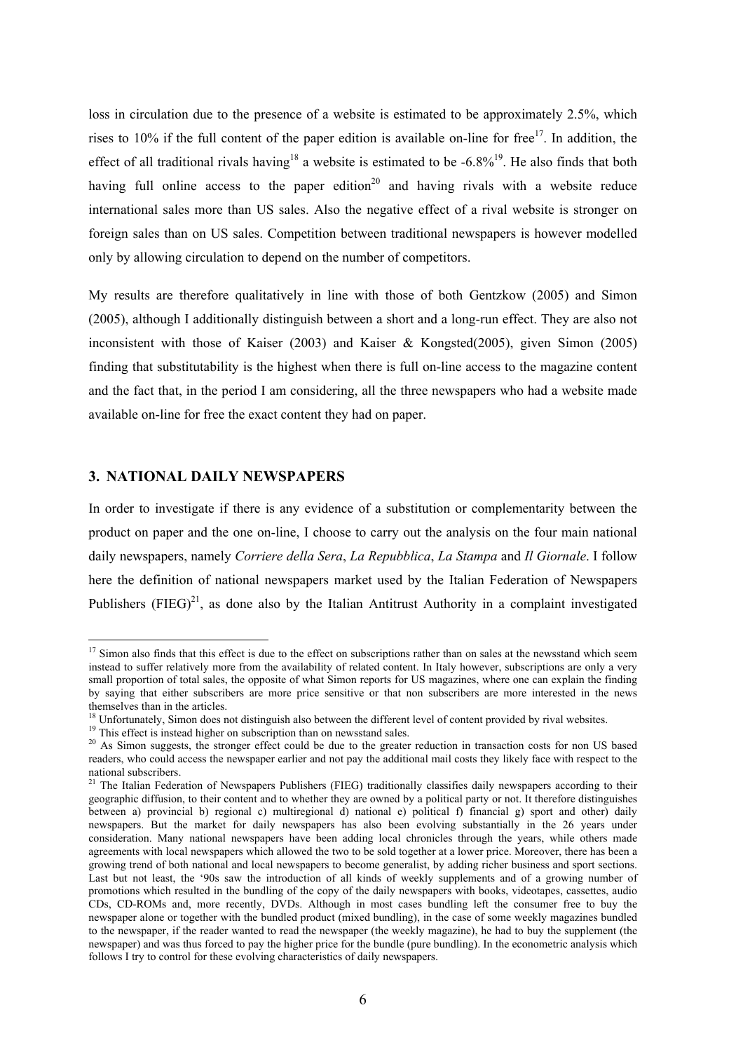loss in circulation due to the presence of a website is estimated to be approximately 2.5%, which rises to 10% if the full content of the paper edition is available on-line for free[17]. In addition, the effect of all traditional rivals having[18] a website is estimated to be -6.8%[19]. He also finds that both having full online access to the paper edition[20] and having rivals with a website reduce international sales more than US sales. Also the negative effect of a rival website is stronger on foreign sales than on US sales. Competition between traditional newspapers is however modelled only by allowing circulation to depend on the number of competitors.

My results are therefore qualitatively in line with those of both Gentzkow (2005) and Simon (2005), although I additionally distinguish between a short and a long-run effect. They are also not inconsistent with those of Kaiser (2003) and Kaiser & Kongsted(2005), given Simon (2005) finding that substitutability is the highest when there is full on-line access to the magazine content and the fact that, in the period I am considering, all the three newspapers who had a website made available on-line for free the exact content they had on paper.

## 3. NATIONAL DAILY NEWSPAPERS

In order to investigate if there is any evidence of a substitution or complementarity between the product on paper and the one on-line, I choose to carry out the analysis on the four main national daily newspapers, namely *Corriere della Sera*, *La Repubblica*, *La Stampa* and *Il Giornale*. I follow here the definition of national newspapers market used by the Italian Federation of Newspapers Publishers (FIEG)[21], as done also by the Italian Antitrust Authority in a complaint investigated

---

[17] Simon also finds that this effect is due to the effect on subscriptions rather than on sales at the newsstand which seem instead to suffer relatively more from the availability of related content. In Italy however, subscriptions are only a very small proportion of total sales, the opposite of what Simon reports for US magazines, where one can explain the finding by saying that either subscribers are more price sensitive or that non subscribers are more interested in the news themselves than in the articles.

[18] Unfortunately, Simon does not distinguish also between the different level of content provided by rival websites.

[19] This effect is instead higher on subscription than on newsstand sales.

[20] As Simon suggests, the stronger effect could be due to the greater reduction in transaction costs for non US based readers, who could access the newspaper earlier and not pay the additional mail costs they likely face with respect to the national subscribers.

[21] The Italian Federation of Newspapers Publishers (FIEG) traditionally classifies daily newspapers according to their geographic diffusion, to their content and to whether they are owned by a political party or not. It therefore distinguishes between a) provincial b) regional c) multiregional d) national e) political f) financial g) sport and other) daily newspapers. But the market for daily newspapers has also been evolving substantially in the 26 years under consideration. Many national newspapers have been adding local chronicles through the years, while others made agreements with local newspapers which allowed the two to be sold together at a lower price. Moreover, there has been a growing trend of both national and local newspapers to become generalist, by adding richer business and sport sections. Last but not least, the '90s saw the introduction of all kinds of weekly supplements and of a growing number of promotions which resulted in the bundling of the copy of the daily newspapers with books, videotapes, cassettes, audio CDs, CD-ROMs and, more recently, DVDs. Although in most cases bundling left the consumer free to buy the newspaper alone or together with the bundled product (mixed bundling), in the case of some weekly magazines bundled to the newspaper, if the reader wanted to read the newspaper (the weekly magazine), he had to buy the supplement (the newspaper) and was thus forced to pay the higher price for the bundle (pure bundling). In the econometric analysis which follows I try to control for these evolving characteristics of daily newspapers.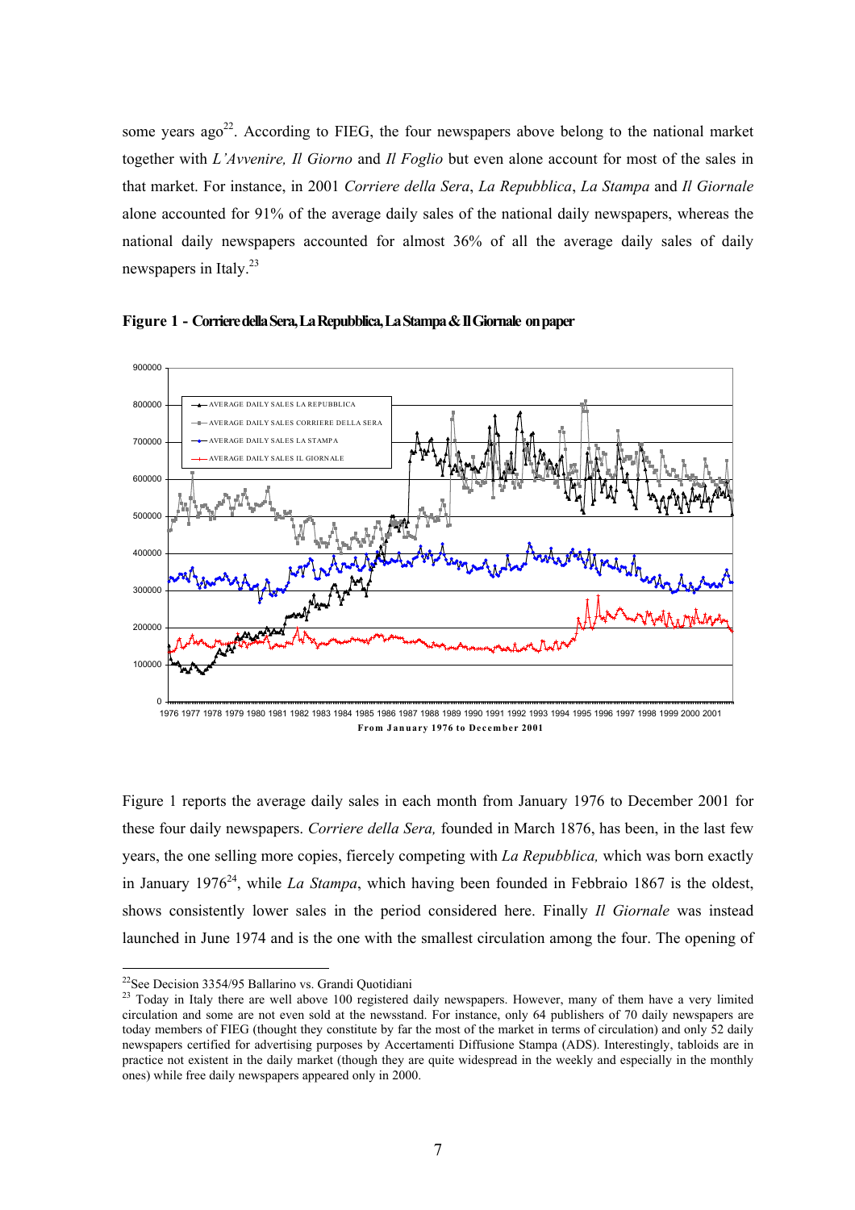some years ago[22]. According to FIEG, the four newspapers above belong to the national market together with *L'Avvenire, Il Giorno* and *Il Foglio* but even alone account for most of the sales in that market. For instance, in 2001 *Corriere della Sera*, *La Repubblica*, *La Stampa* and *Il Giornale* alone accounted for 91% of the average daily sales of the national daily newspapers, whereas the national daily newspapers accounted for almost 36% of all the average daily sales of daily newspapers in Italy.[23]

**Figure 1 - Corriere della Sera, La Repubblica, La Stampa & Il Giornale on paper**

Figure 1 reports the average daily sales in each month from January 1976 to December 2001 for these four daily newspapers. *Corriere della Sera,* founded in March 1876, has been, in the last few years, the one selling more copies, fiercely competing with *La Repubblica,* which was born exactly in January 1976[24], while *La Stampa*, which having been founded in Febbraio 1867 is the oldest, shows consistently lower sales in the period considered here. Finally *Il Giornale* was instead launched in June 1974 and is the one with the smallest circulation among the four. The opening of

---

[22] See Decision 3354/95 Ballarino vs. Grandi Quotidiani

[23] Today in Italy there are well above 100 registered daily newspapers. However, many of them have a very limited circulation and some are not even sold at the newsstand. For instance, only 64 publishers of 70 daily newspapers are today members of FIEG (thought they constitute by far the most of the market in terms of circulation) and only 52 daily newspapers certified for advertising purposes by Accertamenti Diffusione Stampa (ADS). Interestingly, tabloids are in practice not existent in the daily market (though they are quite widespread in the weekly and especially in the monthly ones) while free daily newspapers appeared only in 2000.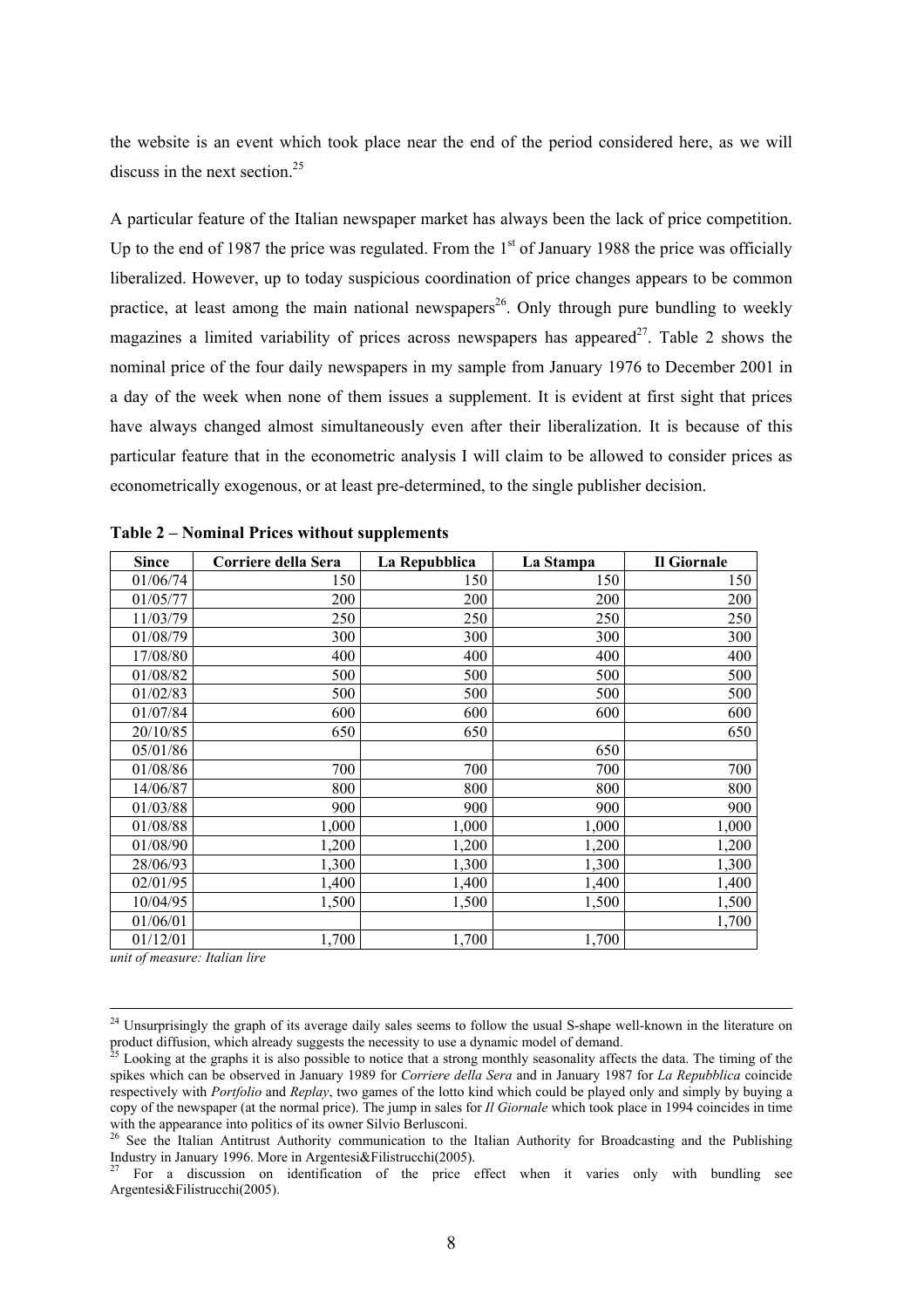the website is an event which took place near the end of the period considered here, as we will discuss in the next section.[25]

A particular feature of the Italian newspaper market has always been the lack of price competition. Up to the end of 1987 the price was regulated. From the 1st of January 1988 the price was officially liberalized. However, up to today suspicious coordination of price changes appears to be common practice, at least among the main national newspapers[26]. Only through pure bundling to weekly magazines a limited variability of prices across newspapers has appeared[27]. Table 2 shows the nominal price of the four daily newspapers in my sample from January 1976 to December 2001 in a day of the week when none of them issues a supplement. It is evident at first sight that prices have always changed almost simultaneously even after their liberalization. It is because of this particular feature that in the econometric analysis I will claim to be allowed to consider prices as econometrically exogenous, or at least pre-determined, to the single publisher decision.

**Table 2 – Nominal Prices without supplements**

| Since | Corriere della Sera | La Repubblica | La Stampa | Il Giornale |
|---|---|---|---|---|
| 01/06/74 | 150 | 150 | 150 | 150 |
| 01/05/77 | 200 | 200 | 200 | 200 |
| 11/03/79 | 250 | 250 | 250 | 250 |
| 01/08/79 | 300 | 300 | 300 | 300 |
| 17/08/80 | 400 | 400 | 400 | 400 |
| 01/08/82 | 500 | 500 | 500 | 500 |
| 01/02/83 | 500 | 500 | 500 | 500 |
| 01/07/84 | 600 | 600 | 600 | 600 |
| 20/10/85 | 650 | 650 | | 650 |
| 05/01/86 | | | 650 | |
| 01/08/86 | 700 | 700 | 700 | 700 |
| 14/06/87 | 800 | 800 | 800 | 800 |
| 01/03/88 | 900 | 900 | 900 | 900 |
| 01/08/88 | 1,000 | 1,000 | 1,000 | 1,000 |
| 01/08/90 | 1,200 | 1,200 | 1,200 | 1,200 |
| 28/06/93 | 1,300 | 1,300 | 1,300 | 1,300 |
| 02/01/95 | 1,400 | 1,400 | 1,400 | 1,400 |
| 10/04/95 | 1,500 | 1,500 | 1,500 | 1,500 |
| 01/06/01 | | | | 1,700 |
| 01/12/01 | 1,700 | 1,700 | 1,700 | |

*unit of measure: Italian lire*

---

[24] Unsurprisingly the graph of its average daily sales seems to follow the usual S-shape well-known in the literature on product diffusion, which already suggests the necessity to use a dynamic model of demand.

[25] Looking at the graphs it is also possible to notice that a strong monthly seasonality affects the data. The timing of the spikes which can be observed in January 1989 for *Corriere della Sera* and in January 1987 for *La Repubblica* coincide respectively with *Portfolio* and *Replay*, two games of the lotto kind which could be played only and simply by buying a copy of the newspaper (at the normal price). The jump in sales for *Il Giornale* which took place in 1994 coincides in time with the appearance into politics of its owner Silvio Berlusconi.

[26] See the Italian Antitrust Authority communication to the Italian Authority for Broadcasting and the Publishing Industry in January 1996. More in Argentesi&Filistrucchi(2005).

[27] For a discussion on identification of the price effect when it varies only with bundling see Argentesi&Filistrucchi(2005).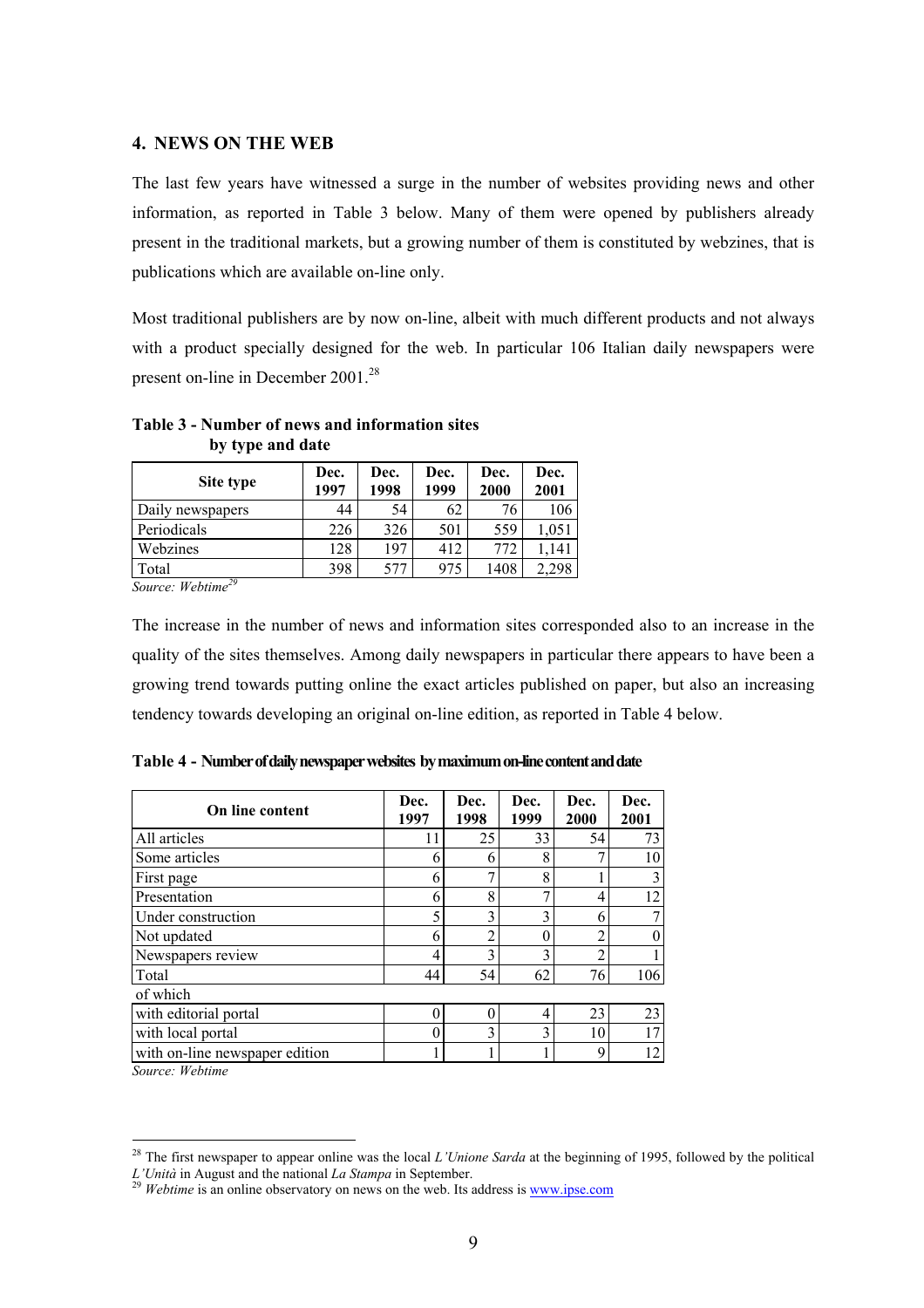## 4. NEWS ON THE WEB

The last few years have witnessed a surge in the number of websites providing news and other information, as reported in Table 3 below. Many of them were opened by publishers already present in the traditional markets, but a growing number of them is constituted by webzines, that is publications which are available on-line only.

Most traditional publishers are by now on-line, albeit with much different products and not always with a product specially designed for the web. In particular 106 Italian daily newspapers were present on-line in December 2001.[28]

**Table 3 - Number of news and information sites by type and date**

| Site type | Dec. 1997 | Dec. 1998 | Dec. 1999 | Dec. 2000 | Dec. 2001 |
|---|---|---|---|---|---|
| Daily newspapers | 44 | 54 | 62 | 76 | 106 |
| Periodicals | 226 | 326 | 501 | 559 | 1,051 |
| Webzines | 128 | 197 | 412 | 772 | 1,141 |
| Total | 398 | 577 | 975 | 1408 | 2,298 |

*Source: Webtime*[29]

The increase in the number of news and information sites corresponded also to an increase in the quality of the sites themselves. Among daily newspapers in particular there appears to have been a growing trend towards putting online the exact articles published on paper, but also an increasing tendency towards developing an original on-line edition, as reported in Table 4 below.

**Table 4 - Number of daily newspaper websites by maximum on-line content and date**

| On line content | Dec. 1997 | Dec. 1998 | Dec. 1999 | Dec. 2000 | Dec. 2001 |
|---|---|---|---|---|---|
| All articles | 11 | 25 | 33 | 54 | 73 |
| Some articles | 6 | 6 | 8 | 7 | 10 |
| First page | 6 | 7 | 8 | 1 | 3 |
| Presentation | 6 | 8 | 7 | 4 | 12 |
| Under construction | 5 | 3 | 3 | 6 | 7 |
| Not updated | 6 | 2 | 0 | 2 | 0 |
| Newspapers review | 4 | 3 | 3 | 2 | 1 |
| Total | 44 | 54 | 62 | 76 | 106 |
| of which | | | | | |
| with editorial portal | 0 | 0 | 4 | 23 | 23 |
| with local portal | 0 | 3 | 3 | 10 | 17 |
| with on-line newspaper edition | 1 | 1 | 1 | 9 | 12 |

*Source: Webtime*

---

[28] The first newspaper to appear online was the local *L'Unione Sarda* at the beginning of 1995, followed by the political *L'Unità* in August and the national *La Stampa* in September.

[29] *Webtime* is an online observatory on news on the web. Its address is www.ipse.com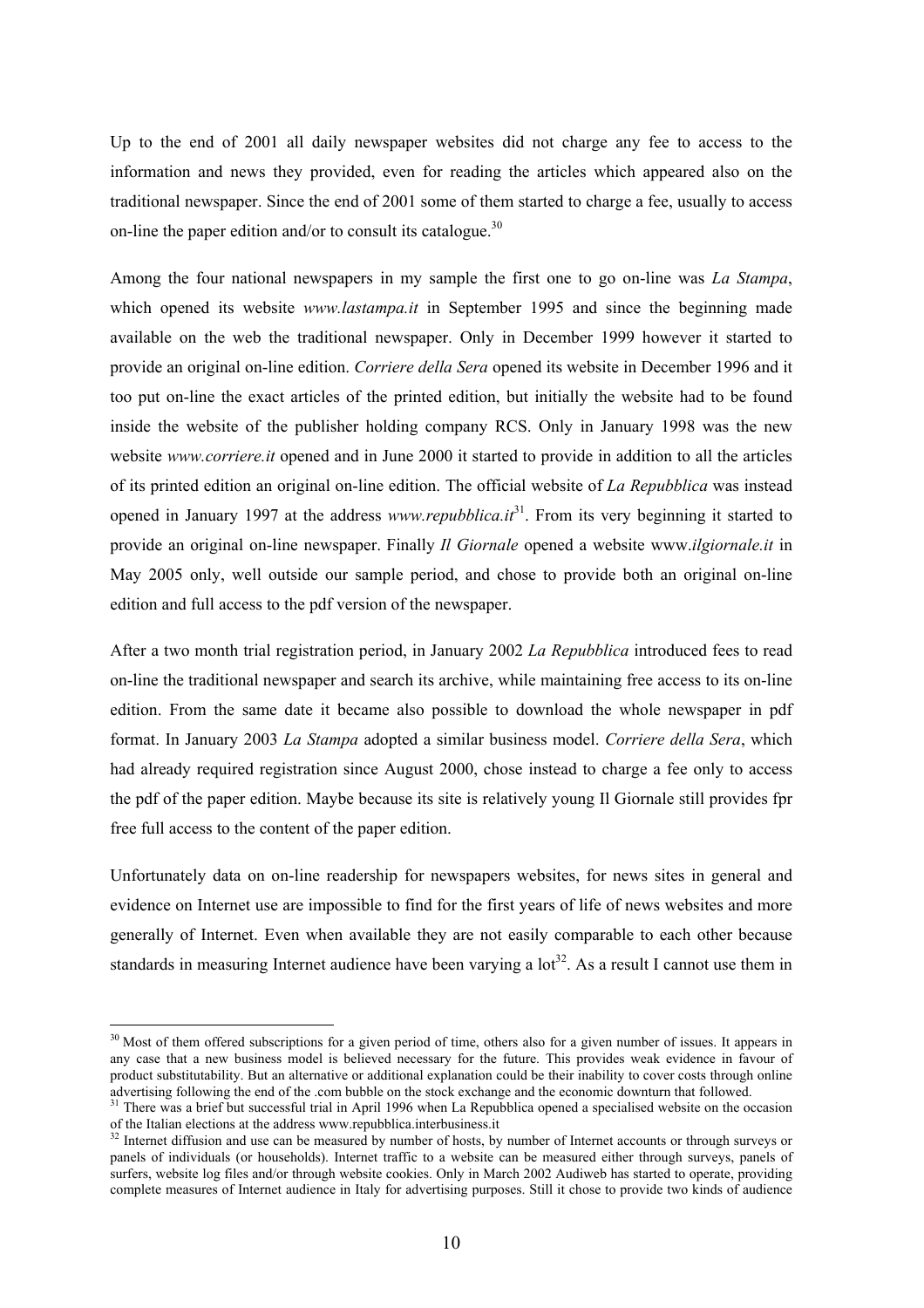Up to the end of 2001 all daily newspaper websites did not charge any fee to access to the information and news they provided, even for reading the articles which appeared also on the traditional newspaper. Since the end of 2001 some of them started to charge a fee, usually to access on-line the paper edition and/or to consult its catalogue.[30]

Among the four national newspapers in my sample the first one to go on-line was *La Stampa*, which opened its website *www.lastampa.it* in September 1995 and since the beginning made available on the web the traditional newspaper. Only in December 1999 however it started to provide an original on-line edition. *Corriere della Sera* opened its website in December 1996 and it too put on-line the exact articles of the printed edition, but initially the website had to be found inside the website of the publisher holding company RCS. Only in January 1998 was the new website *www.corriere.it* opened and in June 2000 it started to provide in addition to all the articles of its printed edition an original on-line edition. The official website of *La Repubblica* was instead opened in January 1997 at the address *www.repubblica.it*[31]. From its very beginning it started to provide an original on-line newspaper. Finally *Il Giornale* opened a website www.*ilgiornale.it* in May 2005 only, well outside our sample period, and chose to provide both an original on-line edition and full access to the pdf version of the newspaper.

After a two month trial registration period, in January 2002 *La Repubblica* introduced fees to read on-line the traditional newspaper and search its archive, while maintaining free access to its on-line edition. From the same date it became also possible to download the whole newspaper in pdf format. In January 2003 *La Stampa* adopted a similar business model. *Corriere della Sera*, which had already required registration since August 2000, chose instead to charge a fee only to access the pdf of the paper edition. Maybe because its site is relatively young Il Giornale still provides fpr free full access to the content of the paper edition.

Unfortunately data on on-line readership for newspapers websites, for news sites in general and evidence on Internet use are impossible to find for the first years of life of news websites and more generally of Internet. Even when available they are not easily comparable to each other because standards in measuring Internet audience have been varying a lot[32]. As a result I cannot use them in

---

[30] Most of them offered subscriptions for a given period of time, others also for a given number of issues. It appears in any case that a new business model is believed necessary for the future. This provides weak evidence in favour of product substitutability. But an alternative or additional explanation could be their inability to cover costs through online advertising following the end of the .com bubble on the stock exchange and the economic downturn that followed.

[31] There was a brief but successful trial in April 1996 when La Repubblica opened a specialised website on the occasion of the Italian elections at the address www.repubblica.interbusiness.it

[32] Internet diffusion and use can be measured by number of hosts, by number of Internet accounts or through surveys or panels of individuals (or households). Internet traffic to a website can be measured either through surveys, panels of surfers, website log files and/or through website cookies. Only in March 2002 Audiweb has started to operate, providing complete measures of Internet audience in Italy for advertising purposes. Still it chose to provide two kinds of audience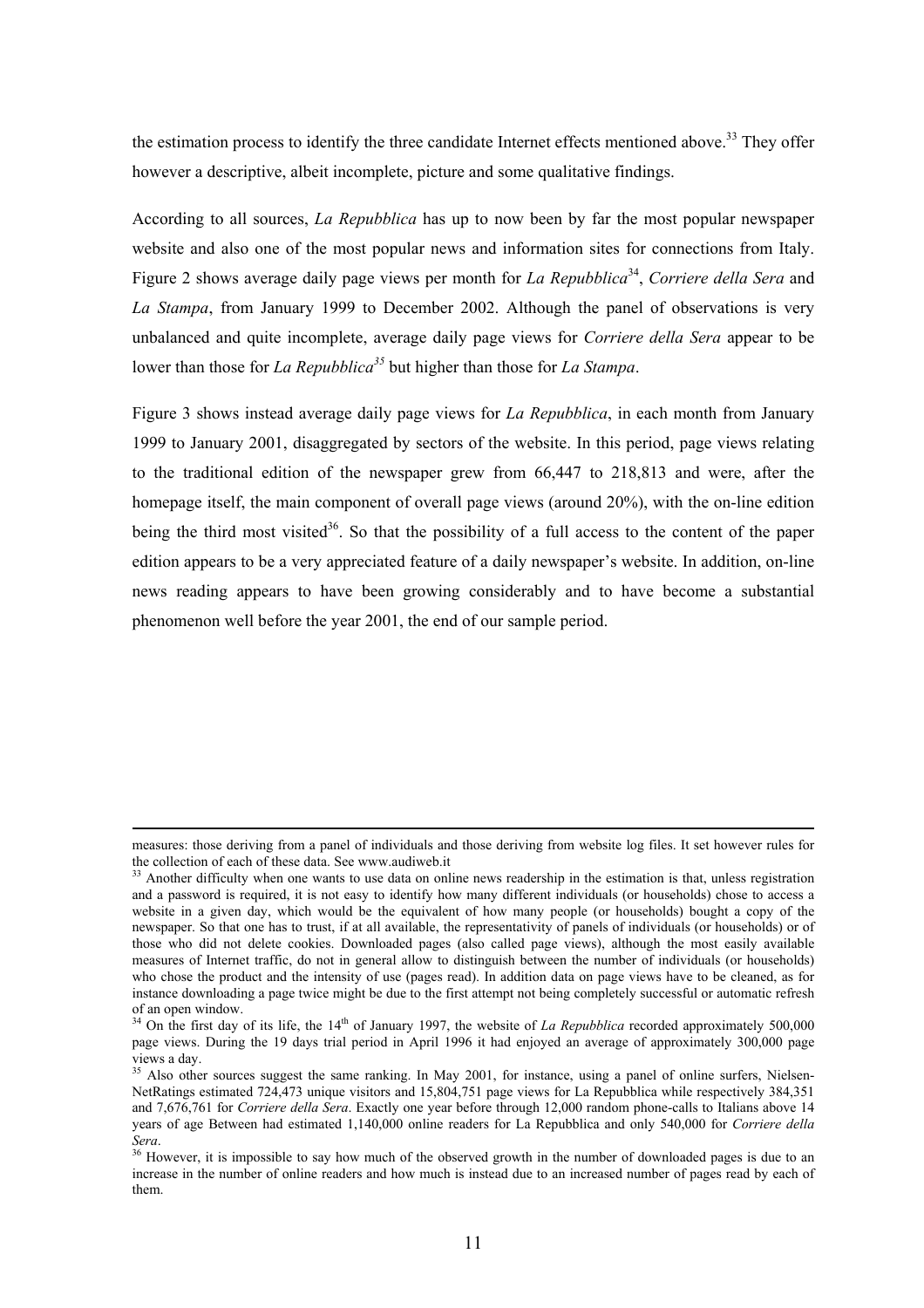the estimation process to identify the three candidate Internet effects mentioned above.[33] They offer however a descriptive, albeit incomplete, picture and some qualitative findings.

According to all sources, *La Repubblica* has up to now been by far the most popular newspaper website and also one of the most popular news and information sites for connections from Italy. Figure 2 shows average daily page views per month for *La Repubblica*[34], *Corriere della Sera* and *La Stampa*, from January 1999 to December 2002. Although the panel of observations is very unbalanced and quite incomplete, average daily page views for *Corriere della Sera* appear to be lower than those for *La Repubblica*[35] but higher than those for *La Stampa*.

Figure 3 shows instead average daily page views for *La Repubblica*, in each month from January 1999 to January 2001, disaggregated by sectors of the website. In this period, page views relating to the traditional edition of the newspaper grew from 66,447 to 218,813 and were, after the homepage itself, the main component of overall page views (around 20%), with the on-line edition being the third most visited[36]. So that the possibility of a full access to the content of the paper edition appears to be a very appreciated feature of a daily newspaper's website. In addition, on-line news reading appears to have been growing considerably and to have become a substantial phenomenon well before the year 2001, the end of our sample period.

---

measures: those deriving from a panel of individuals and those deriving from website log files. It set however rules for the collection of each of these data. See www.audiweb.it

[33] Another difficulty when one wants to use data on online news readership in the estimation is that, unless registration and a password is required, it is not easy to identify how many different individuals (or households) chose to access a website in a given day, which would be the equivalent of how many people (or households) bought a copy of the newspaper. So that one has to trust, if at all available, the representativity of panels of individuals (or households) or of those who did not delete cookies. Downloaded pages (also called page views), although the most easily available measures of Internet traffic, do not in general allow to distinguish between the number of individuals (or households) who chose the product and the intensity of use (pages read). In addition data on page views have to be cleaned, as for instance downloading a page twice might be due to the first attempt not being completely successful or automatic refresh of an open window.

[34] On the first day of its life, the 14th of January 1997, the website of *La Repubblica* recorded approximately 500,000 page views. During the 19 days trial period in April 1996 it had enjoyed an average of approximately 300,000 page views a day.

[35] Also other sources suggest the same ranking. In May 2001, for instance, using a panel of online surfers, Nielsen-NetRatings estimated 724,473 unique visitors and 15,804,751 page views for La Repubblica while respectively 384,351 and 7,676,761 for *Corriere della Sera*. Exactly one year before through 12,000 random phone-calls to Italians above 14 years of age Between had estimated 1,140,000 online readers for La Repubblica and only 540,000 for *Corriere della Sera*.

[36] However, it is impossible to say how much of the observed growth in the number of downloaded pages is due to an increase in the number of online readers and how much is instead due to an increased number of pages read by each of them.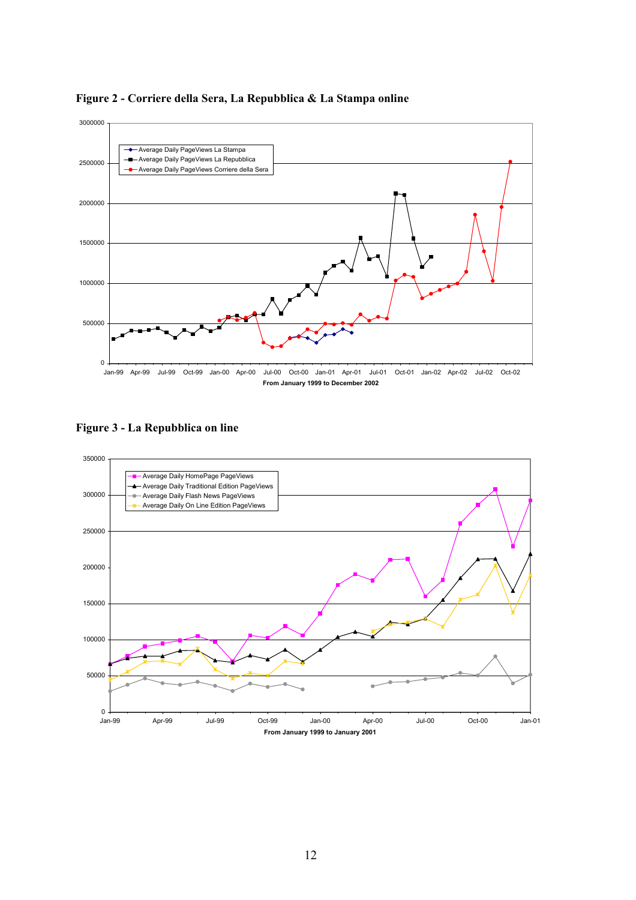**Figure 2 - Corriere della Sera, La Repubblica & La Stampa online**

**Figure 3 - La Repubblica on line**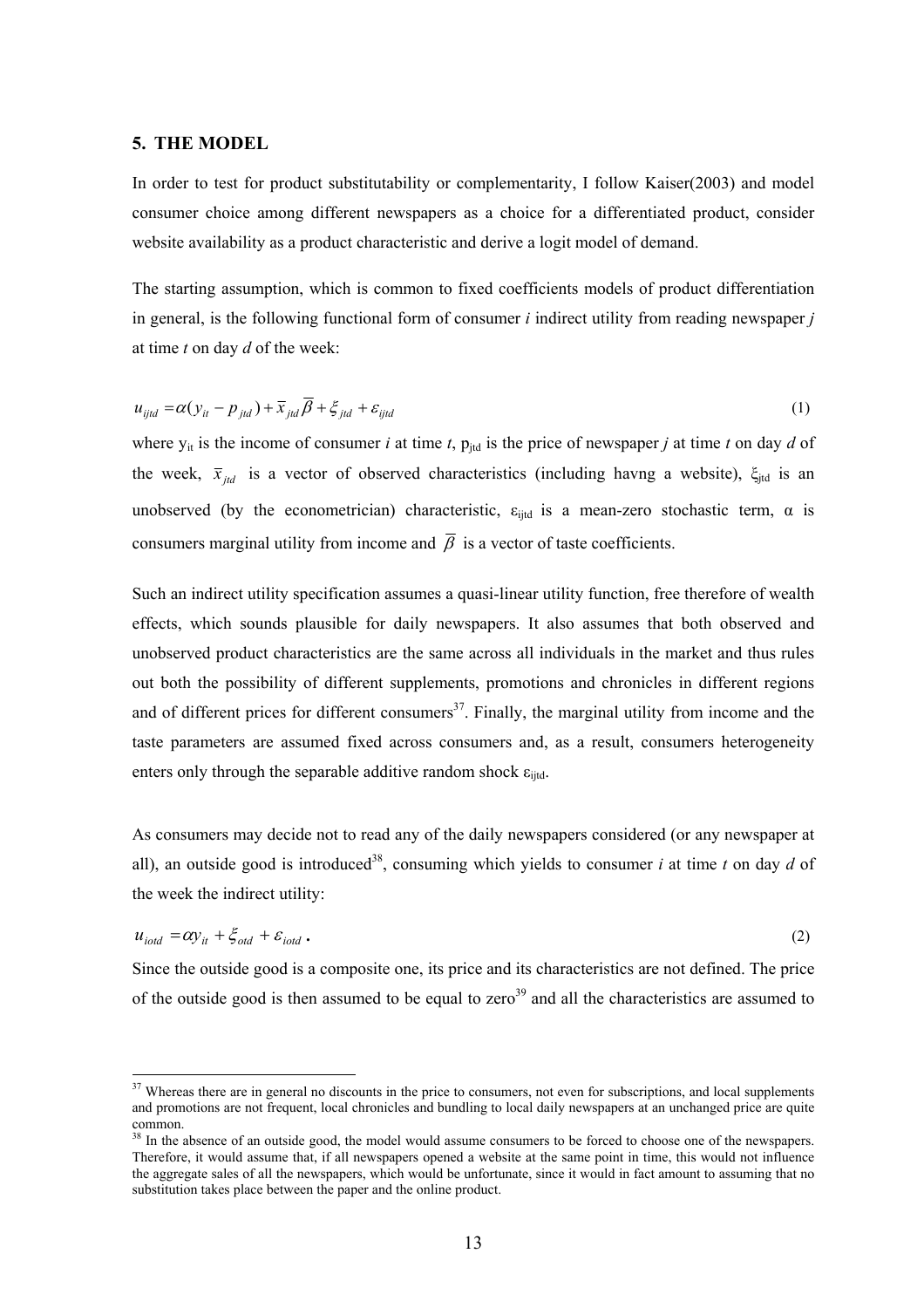## 5. THE MODEL

In order to test for product substitutability or complementarity, I follow Kaiser(2003) and model consumer choice among different newspapers as a choice for a differentiated product, consider website availability as a product characteristic and derive a logit model of demand.

The starting assumption, which is common to fixed coefficients models of product differentiation in general, is the following functional form of consumer *i* indirect utility from reading newspaper *j* at time *t* on day *d* of the week:

$$u_{ijtd} = \alpha(y_{it} - p_{jtd}) + \overline{x}_{jtd}\overline{\beta} + \xi_{jtd} + \varepsilon_{ijtd} \tag{1}$$

where $y_{it}$ is the income of consumer *i* at time *t*, $p_{jtd}$ is the price of newspaper *j* at time *t* on day *d* of the week, $\overline{x}_{jtd}$ is a vector of observed characteristics (including havng a website), $\xi_{jtd}$ is an unobserved (by the econometrician) characteristic, $\varepsilon_{ijtd}$ is a mean-zero stochastic term, $\alpha$ is consumers marginal utility from income and $\overline{\beta}$ is a vector of taste coefficients.

Such an indirect utility specification assumes a quasi-linear utility function, free therefore of wealth effects, which sounds plausible for daily newspapers. It also assumes that both observed and unobserved product characteristics are the same across all individuals in the market and thus rules out both the possibility of different supplements, promotions and chronicles in different regions and of different prices for different consumers[37]. Finally, the marginal utility from income and the taste parameters are assumed fixed across consumers and, as a result, consumers heterogeneity enters only through the separable additive random shock $\varepsilon_{ijtd}$.

As consumers may decide not to read any of the daily newspapers considered (or any newspaper at all), an outside good is introduced[38], consuming which yields to consumer *i* at time *t* on day *d* of the week the indirect utility:

$$u_{iotd} = \alpha y_{it} + \xi_{otd} + \varepsilon_{iotd}\,. \tag{2}$$

Since the outside good is a composite one, its price and its characteristics are not defined. The price of the outside good is then assumed to be equal to zero[39] and all the characteristics are assumed to

---

[37] Whereas there are in general no discounts in the price to consumers, not even for subscriptions, and local supplements and promotions are not frequent, local chronicles and bundling to local daily newspapers at an unchanged price are quite common.

[38] In the absence of an outside good, the model would assume consumers to be forced to choose one of the newspapers. Therefore, it would assume that, if all newspapers opened a website at the same point in time, this would not influence the aggregate sales of all the newspapers, which would be unfortunate, since it would in fact amount to assuming that no substitution takes place between the paper and the online product.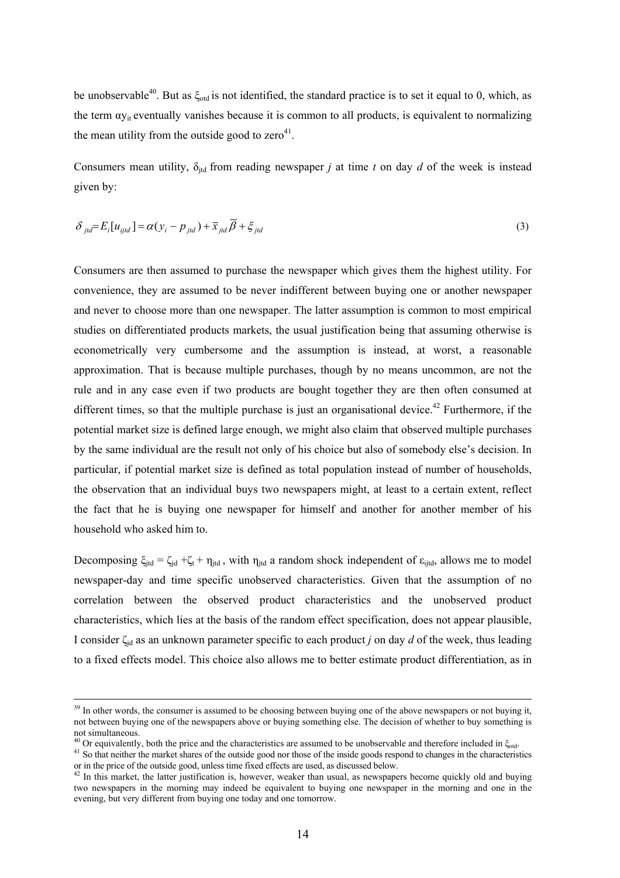be unobservable[40]. But as $\xi_{otd}$ is not identified, the standard practice is to set it equal to 0, which, as the term $\alpha y_{it}$ eventually vanishes because it is common to all products, is equivalent to normalizing the mean utility from the outside good to zero[41].

Consumers mean utility, $\delta_{jtd}$ from reading newspaper *j* at time *t* on day *d* of the week is instead given by:

$$\delta_{jtd} = E_i[u_{ijtd}] = \alpha(y_i - p_{jtd}) + \overline{x}_{jtd}\overline{\beta} + \xi_{jtd} \tag{3}$$

Consumers are then assumed to purchase the newspaper which gives them the highest utility. For convenience, they are assumed to be never indifferent between buying one or another newspaper and never to choose more than one newspaper. The latter assumption is common to most empirical studies on differentiated products markets, the usual justification being that assuming otherwise is econometrically very cumbersome and the assumption is instead, at worst, a reasonable approximation. That is because multiple purchases, though by no means uncommon, are not the rule and in any case even if two products are bought together they are then often consumed at different times, so that the multiple purchase is just an organisational device.[42] Furthermore, if the potential market size is defined large enough, we might also claim that observed multiple purchases by the same individual are the result not only of his choice but also of somebody else's decision. In particular, if potential market size is defined as total population instead of number of households, the observation that an individual buys two newspapers might, at least to a certain extent, reflect the fact that he is buying one newspaper for himself and another for another member of his household who asked him to.

Decomposing $\xi_{jtd} = \zeta_{jd} + \zeta_t + \eta_{jtd}$, with $\eta_{jtd}$ a random shock independent of $\varepsilon_{ijtd}$, allows me to model newspaper-day and time specific unobserved characteristics. Given that the assumption of no correlation between the observed product characteristics and the unobserved product characteristics, which lies at the basis of the random effect specification, does not appear plausible, I consider $\zeta_{jd}$ as an unknown parameter specific to each product *j* on day *d* of the week, thus leading to a fixed effects model. This choice also allows me to better estimate product differentiation, as in

---

[39] In other words, the consumer is assumed to be choosing between buying one of the above newspapers or not buying it, not between buying one of the newspapers above or buying something else. The decision of whether to buy something is not simultaneous.

[40] Or equivalently, both the price and the characteristics are assumed to be unobservable and therefore included in $\xi_{otd}$.

[41] So that neither the market shares of the outside good nor those of the inside goods respond to changes in the characteristics or in the price of the outside good, unless time fixed effects are used, as discussed below.

[42] In this market, the latter justification is, however, weaker than usual, as newspapers become quickly old and buying two newspapers in the morning may indeed be equivalent to buying one newspaper in the morning and one in the evening, but very different from buying one today and one tomorrow.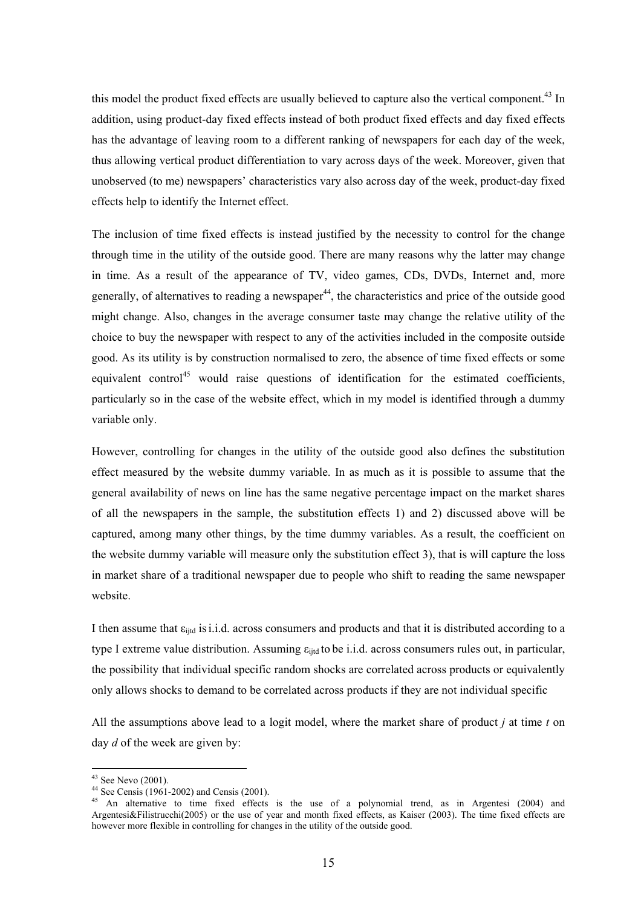this model the product fixed effects are usually believed to capture also the vertical component.[43] In addition, using product-day fixed effects instead of both product fixed effects and day fixed effects has the advantage of leaving room to a different ranking of newspapers for each day of the week, thus allowing vertical product differentiation to vary across days of the week. Moreover, given that unobserved (to me) newspapers' characteristics vary also across day of the week, product-day fixed effects help to identify the Internet effect.

The inclusion of time fixed effects is instead justified by the necessity to control for the change through time in the utility of the outside good. There are many reasons why the latter may change in time. As a result of the appearance of TV, video games, CDs, DVDs, Internet and, more generally, of alternatives to reading a newspaper[44], the characteristics and price of the outside good might change. Also, changes in the average consumer taste may change the relative utility of the choice to buy the newspaper with respect to any of the activities included in the composite outside good. As its utility is by construction normalised to zero, the absence of time fixed effects or some equivalent control[45] would raise questions of identification for the estimated coefficients, particularly so in the case of the website effect, which in my model is identified through a dummy variable only.

However, controlling for changes in the utility of the outside good also defines the substitution effect measured by the website dummy variable. In as much as it is possible to assume that the general availability of news on line has the same negative percentage impact on the market shares of all the newspapers in the sample, the substitution effects 1) and 2) discussed above will be captured, among many other things, by the time dummy variables. As a result, the coefficient on the website dummy variable will measure only the substitution effect 3), that is will capture the loss in market share of a traditional newspaper due to people who shift to reading the same newspaper website.

I then assume that $\varepsilon_{ijtd}$ is i.i.d. across consumers and products and that it is distributed according to a type I extreme value distribution. Assuming $\varepsilon_{ijtd}$ to be i.i.d. across consumers rules out, in particular, the possibility that individual specific random shocks are correlated across products or equivalently only allows shocks to demand to be correlated across products if they are not individual specific

All the assumptions above lead to a logit model, where the market share of product *j* at time *t* on day *d* of the week are given by:

---

[43] See Nevo (2001).

[44] See Census (1961-2002) and Census (2001).

[45] An alternative to time fixed effects is the use of a polynomial trend, as in Argentesi (2004) and Argentesi&Filistrucchi(2005) or the use of year and month fixed effects, as Kaiser (2003). The time fixed effects are however more flexible in controlling for changes in the utility of the outside good.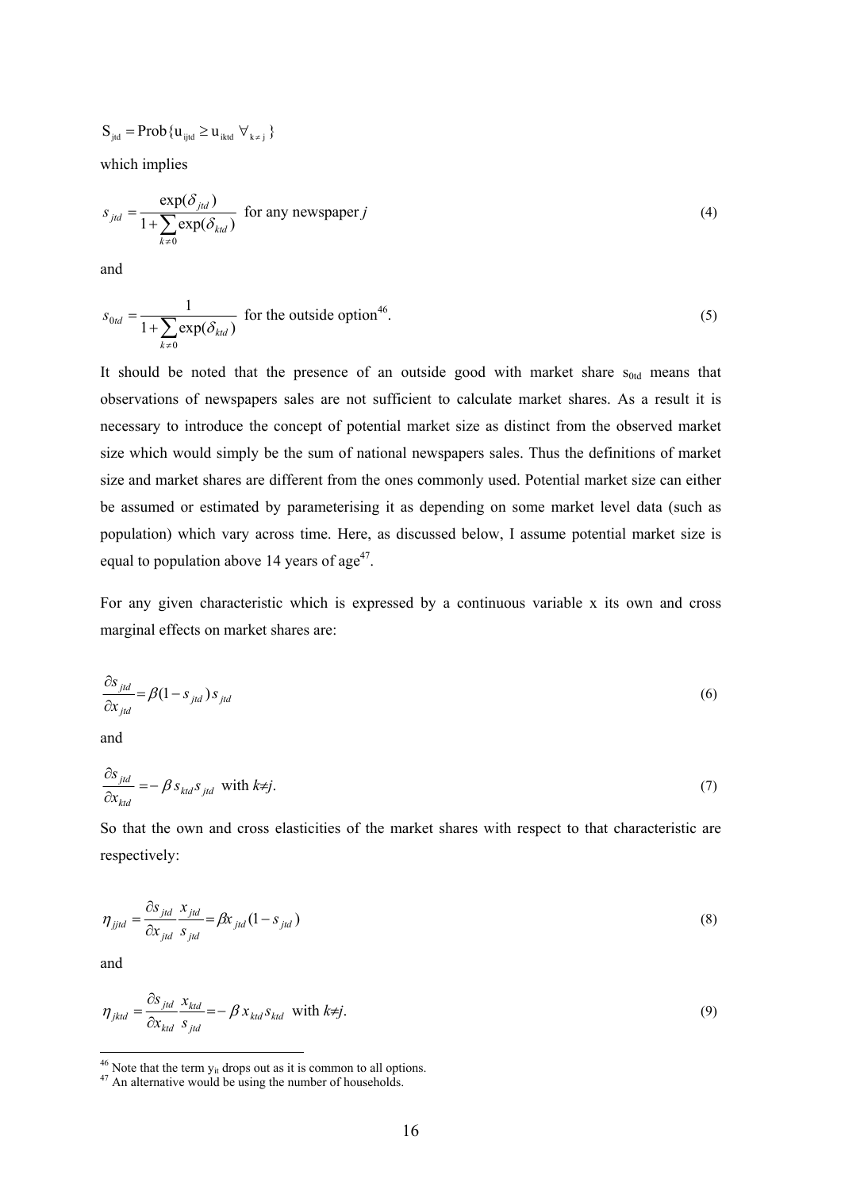$$S_{jtd} = \text{Prob}\{u_{ijtd} \geq u_{iktd} \ \forall_{k \neq j}\}$$

which implies

$$s_{jtd} = \frac{\exp(\delta_{jtd})}{1 + \sum_{k \neq 0} \exp(\delta_{ktd})} \text{ for any newspaper } j \tag{4}$$

and

$$s_{0td} = \frac{1}{1 + \sum_{k \neq 0} \exp(\delta_{ktd})} \text{ for the outside option[46].} \tag{5}$$

It should be noted that the presence of an outside good with market share $s_{0td}$ means that observations of newspapers sales are not sufficient to calculate market shares. As a result it is necessary to introduce the concept of potential market size as distinct from the observed market size which would simply be the sum of national newspapers sales. Thus the definitions of market size and market shares are different from the ones commonly used. Potential market size can either be assumed or estimated by parameterising it as depending on some market level data (such as population) which vary across time. Here, as discussed below, I assume potential market size is equal to population above 14 years of age[47].

For any given characteristic which is expressed by a continuous variable x its own and cross marginal effects on market shares are:

$$\frac{\partial s_{jtd}}{\partial x_{jtd}} = \beta(1 - s_{jtd}) s_{jtd} \tag{6}$$

and

$$\frac{\partial s_{jtd}}{\partial x_{ktd}} = -\beta s_{ktd} s_{jtd} \text{ with } k \neq j. \tag{7}$$

So that the own and cross elasticities of the market shares with respect to that characteristic are respectively:

$$\eta_{jjtd} = \frac{\partial s_{jtd}}{\partial x_{jtd}} \frac{x_{jtd}}{s_{jtd}} = \beta x_{jtd}(1 - s_{jtd}) \tag{8}$$

and

$$\eta_{jktd} = \frac{\partial s_{jtd}}{\partial x_{ktd}} \frac{x_{ktd}}{s_{jtd}} = -\beta x_{ktd} s_{ktd} \text{ with } k \neq j. \tag{9}$$

---

[46] Note that the term $y_{it}$ drops out as it is common to all options.

[47] An alternative would be using the number of households.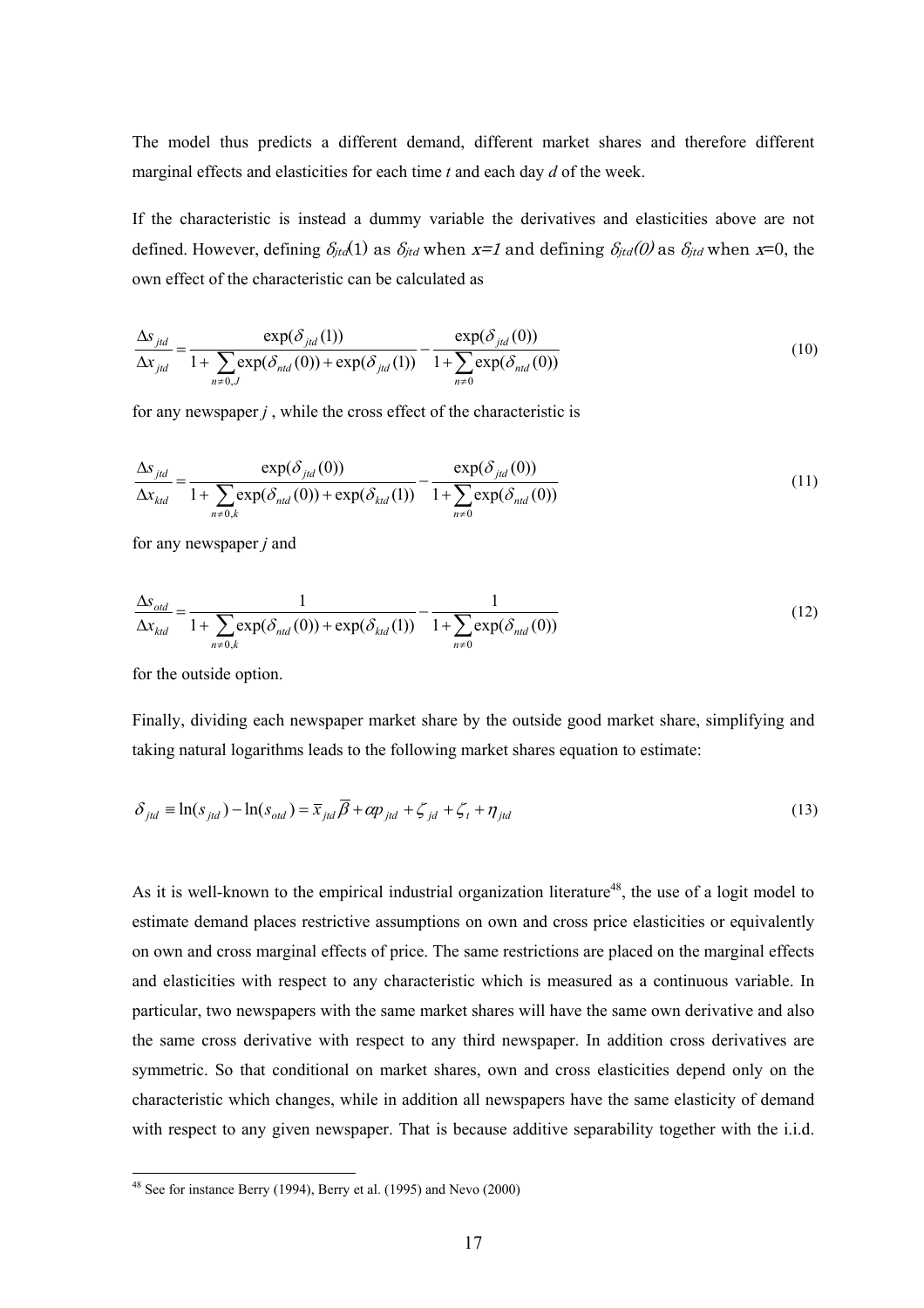The model thus predicts a different demand, different market shares and therefore different marginal effects and elasticities for each time $t$ and each day $d$ of the week.

If the characteristic is instead a dummy variable the derivatives and elasticities above are not defined. However, defining $\delta_{jtd}(1)$ as $\delta_{jtd}$ when $x=1$ and defining $\delta_{jtd}(0)$ as $\delta_{jtd}$ when $x=0$, the own effect of the characteristic can be calculated as

$$\frac{\Delta s_{jtd}}{\Delta x_{jtd}} = \frac{\exp(\delta_{jtd}(1))}{1+\sum_{n\neq 0,J}\exp(\delta_{ntd}(0))+\exp(\delta_{jtd}(1))} - \frac{\exp(\delta_{jtd}(0))}{1+\sum_{n\neq 0}\exp(\delta_{ntd}(0))} \tag{10}$$

for any newspaper $j$ , while the cross effect of the characteristic is

$$\frac{\Delta s_{jtd}}{\Delta x_{ktd}} = \frac{\exp(\delta_{jtd}(0))}{1+\sum_{n\neq 0,k}\exp(\delta_{ntd}(0))+\exp(\delta_{ktd}(1))} - \frac{\exp(\delta_{jtd}(0))}{1+\sum_{n\neq 0}\exp(\delta_{ntd}(0))} \tag{11}$$

for any newspaper $j$ and

$$\frac{\Delta s_{otd}}{\Delta x_{ktd}} = \frac{1}{1+\sum_{n\neq 0,k}\exp(\delta_{ntd}(0))+\exp(\delta_{ktd}(1))} - \frac{1}{1+\sum_{n\neq 0}\exp(\delta_{ntd}(0))} \tag{12}$$

for the outside option.

Finally, dividing each newspaper market share by the outside good market share, simplifying and taking natural logarithms leads to the following market shares equation to estimate:

$$\delta_{jtd} \equiv \ln(s_{jtd}) - \ln(s_{otd}) = \bar{x}_{jtd}\overline{\beta} + \alpha p_{jtd} + \zeta_{jd} + \zeta_t + \eta_{jtd} \tag{13}$$

As it is well-known to the empirical industrial organization literature[48], the use of a logit model to estimate demand places restrictive assumptions on own and cross price elasticities or equivalently on own and cross marginal effects of price. The same restrictions are placed on the marginal effects and elasticities with respect to any characteristic which is measured as a continuous variable. In particular, two newspapers with the same market shares will have the same own derivative and also the same cross derivative with respect to any third newspaper. In addition cross derivatives are symmetric. So that conditional on market shares, own and cross elasticities depend only on the characteristic which changes, while in addition all newspapers have the same elasticity of demand with respect to any given newspaper. That is because additive separability together with the i.i.d.

[48] See for instance Berry (1994), Berry et al. (1995) and Nevo (2000)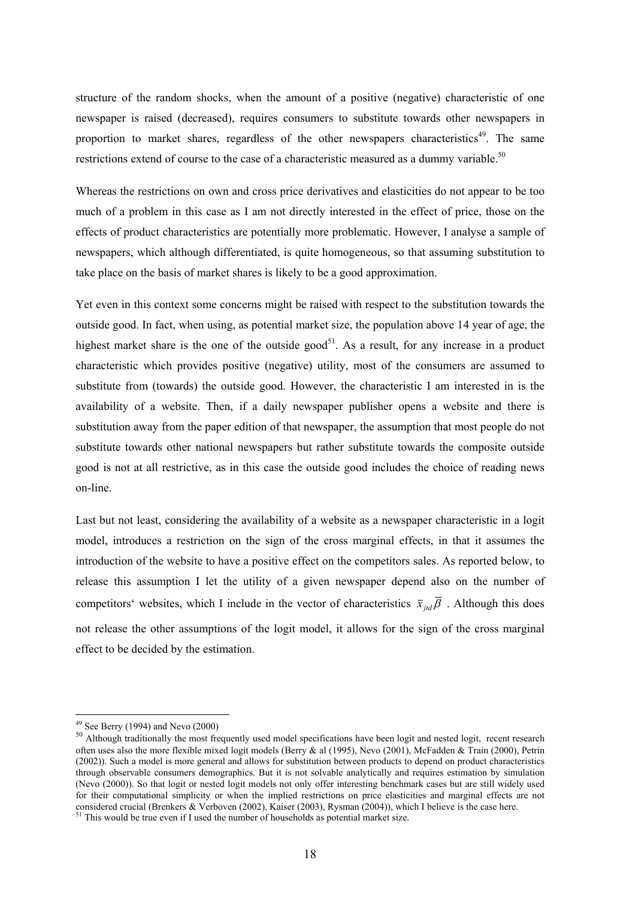structure of the random shocks, when the amount of a positive (negative) characteristic of one newspaper is raised (decreased), requires consumers to substitute towards other newspapers in proportion to market shares, regardless of the other newspapers characteristics[49]. The same restrictions extend of course to the case of a characteristic measured as a dummy variable.[50]

Whereas the restrictions on own and cross price derivatives and elasticities do not appear to be too much of a problem in this case as I am not directly interested in the effect of price, those on the effects of product characteristics are potentially more problematic. However, I analyse a sample of newspapers, which although differentiated, is quite homogeneous, so that assuming substitution to take place on the basis of market shares is likely to be a good approximation.

Yet even in this context some concerns might be raised with respect to the substitution towards the outside good. In fact, when using, as potential market size, the population above 14 year of age, the highest market share is the one of the outside good[51]. As a result, for any increase in a product characteristic which provides positive (negative) utility, most of the consumers are assumed to substitute from (towards) the outside good. However, the characteristic I am interested in is the availability of a website. Then, if a daily newspaper publisher opens a website and there is substitution away from the paper edition of that newspaper, the assumption that most people do not substitute towards other national newspapers but rather substitute towards the composite outside good is not at all restrictive, as in this case the outside good includes the choice of reading news on-line.

Last but not least, considering the availability of a website as a newspaper characteristic in a logit model, introduces a restriction on the sign of the cross marginal effects, in that it assumes the introduction of the website to have a positive effect on the competitors sales. As reported below, to release this assumption I let the utility of a given newspaper depend also on the number of competitors' websites, which I include in the vector of characteristics $\overline{x}_{jtd}\overline{\beta}$ . Although this does not release the other assumptions of the logit model, it allows for the sign of the cross marginal effect to be decided by the estimation.

---

[49] See Berry (1994) and Nevo (2000)

[50] Although traditionally the most frequently used model specifications have been logit and nested logit, recent research often uses also the more flexible mixed logit models (Berry & al (1995), Nevo (2001), McFadden & Train (2000), Petrin (2002)). Such a model is more general and allows for substitution between products to depend on product characteristics through observable consumers demographics. But it is not solvable analytically and requires estimation by simulation (Nevo (2000)). So that logit or nested logit models not only offer interesting benchmark cases but are still widely used for their computational simplicity or when the implied restrictions on price elasticities and marginal effects are not considered crucial (Brenkers & Verboven (2002), Kaiser (2003), Rysman (2004)), which I believe is the case here.

[51] This would be true even if I used the number of households as potential market size.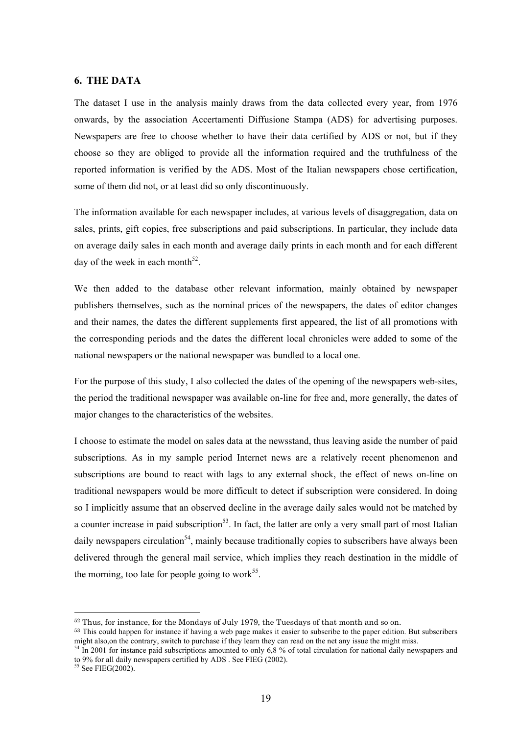## 6. THE DATA

The dataset I use in the analysis mainly draws from the data collected every year, from 1976 onwards, by the association Accertamenti Diffusione Stampa (ADS) for advertising purposes. Newspapers are free to choose whether to have their data certified by ADS or not, but if they choose so they are obliged to provide all the information required and the truthfulness of the reported information is verified by the ADS. Most of the Italian newspapers chose certification, some of them did not, or at least did so only discontinuously.

The information available for each newspaper includes, at various levels of disaggregation, data on sales, prints, gift copies, free subscriptions and paid subscriptions. In particular, they include data on average daily sales in each month and average daily prints in each month and for each different day of the week in each month[52].

We then added to the database other relevant information, mainly obtained by newspaper publishers themselves, such as the nominal prices of the newspapers, the dates of editor changes and their names, the dates the different supplements first appeared, the list of all promotions with the corresponding periods and the dates the different local chronicles were added to some of the national newspapers or the national newspaper was bundled to a local one.

For the purpose of this study, I also collected the dates of the opening of the newspapers web-sites, the period the traditional newspaper was available on-line for free and, more generally, the dates of major changes to the characteristics of the websites.

I choose to estimate the model on sales data at the newsstand, thus leaving aside the number of paid subscriptions. As in my sample period Internet news are a relatively recent phenomenon and subscriptions are bound to react with lags to any external shock, the effect of news on-line on traditional newspapers would be more difficult to detect if subscription were considered. In doing so I implicitly assume that an observed decline in the average daily sales would not be matched by a counter increase in paid subscription[53]. In fact, the latter are only a very small part of most Italian daily newspapers circulation[54], mainly because traditionally copies to subscribers have always been delivered through the general mail service, which implies they reach destination in the middle of the morning, too late for people going to work[55].

---

[52] Thus, for instance, for the Mondays of July 1979, the Tuesdays of that month and so on.

[53] This could happen for instance if having a web page makes it easier to subscribe to the paper edition. But subscribers might also,on the contrary, switch to purchase if they learn they can read on the net any issue the might miss.

[54] In 2001 for instance paid subscriptions amounted to only 6,8 % of total circulation for national daily newspapers and to 9% for all daily newspapers certified by ADS . See FIEG (2002).

[55] See FIEG(2002).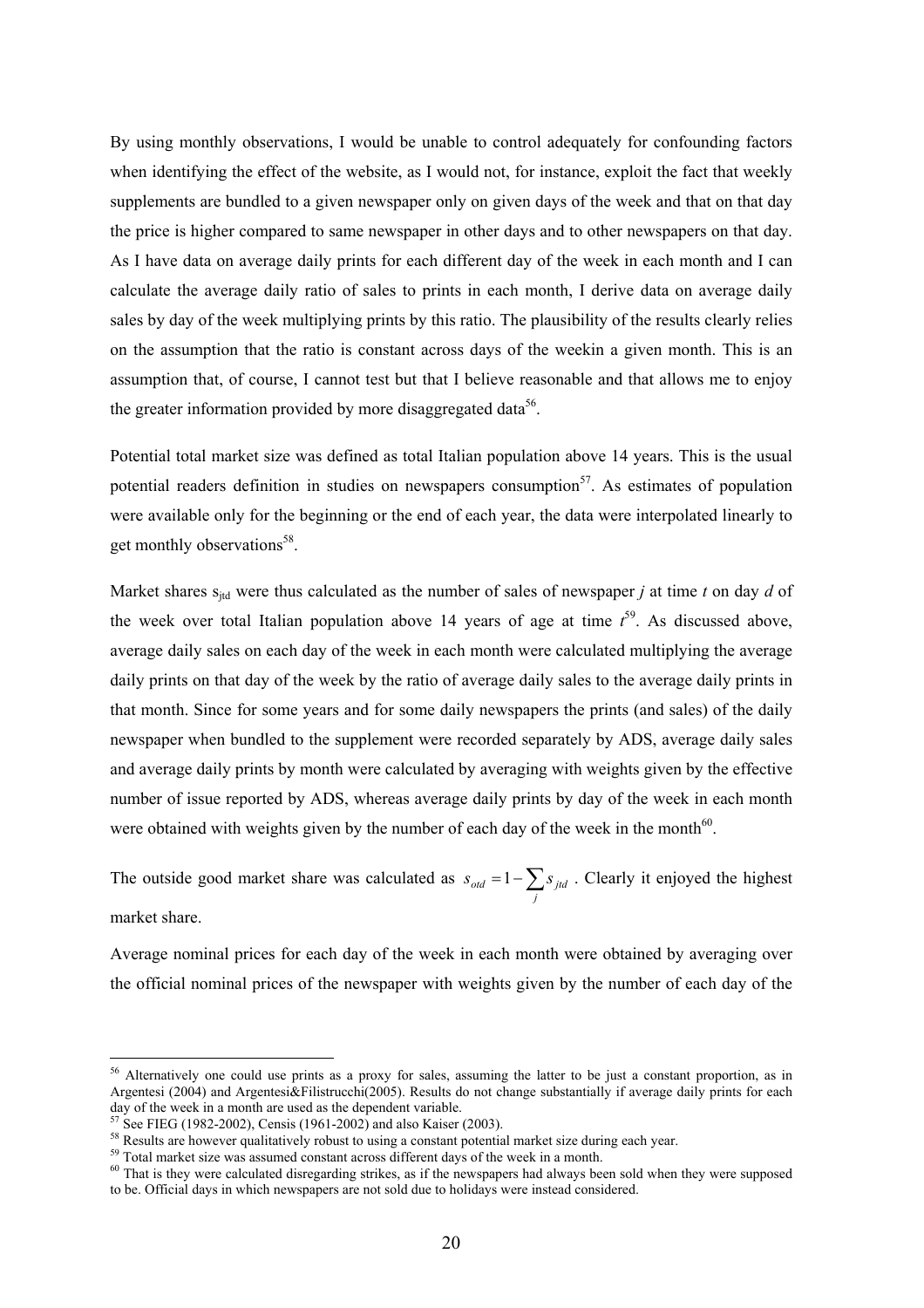By using monthly observations, I would be unable to control adequately for confounding factors when identifying the effect of the website, as I would not, for instance, exploit the fact that weekly supplements are bundled to a given newspaper only on given days of the week and that on that day the price is higher compared to same newspaper in other days and to other newspapers on that day. As I have data on average daily prints for each different day of the week in each month and I can calculate the average daily ratio of sales to prints in each month, I derive data on average daily sales by day of the week multiplying prints by this ratio. The plausibility of the results clearly relies on the assumption that the ratio is constant across days of the weekin a given month. This is an assumption that, of course, I cannot test but that I believe reasonable and that allows me to enjoy the greater information provided by more disaggregated data[56].

Potential total market size was defined as total Italian population above 14 years. This is the usual potential readers definition in studies on newspapers consumption[57]. As estimates of population were available only for the beginning or the end of each year, the data were interpolated linearly to get monthly observations[58].

Market shares $s_{jtd}$ were thus calculated as the number of sales of newspaper *j* at time *t* on day *d* of the week over total Italian population above 14 years of age at time *t*[59]. As discussed above, average daily sales on each day of the week in each month were calculated multiplying the average daily prints on that day of the week by the ratio of average daily sales to the average daily prints in that month. Since for some years and for some daily newspapers the prints (and sales) of the daily newspaper when bundled to the supplement were recorded separately by ADS, average daily sales and average daily prints by month were calculated by averaging with weights given by the effective number of issue reported by ADS, whereas average daily prints by day of the week in each month were obtained with weights given by the number of each day of the week in the month[60].

The outside good market share was calculated as $s_{otd} = 1 - \sum_j s_{jtd}$ . Clearly it enjoyed the highest market share.

Average nominal prices for each day of the week in each month were obtained by averaging over the official nominal prices of the newspaper with weights given by the number of each day of the

---

[56] Alternatively one could use prints as a proxy for sales, assuming the latter to be just a constant proportion, as in Argentesi (2004) and Argentesi&Filistrucchi(2005). Results do not change substantially if average daily prints for each day of the week in a month are used as the dependent variable.

[57] See FIEG (1982-2002), Census (1961-2002) and also Kaiser (2003).

[58] Results are however qualitatively robust to using a constant potential market size during each year.

[59] Total market size was assumed constant across different days of the week in a month.

[60] That is they were calculated disregarding strikes, as if the newspapers had always been sold when they were supposed to be. Official days in which newspapers are not sold due to holidays were instead considered.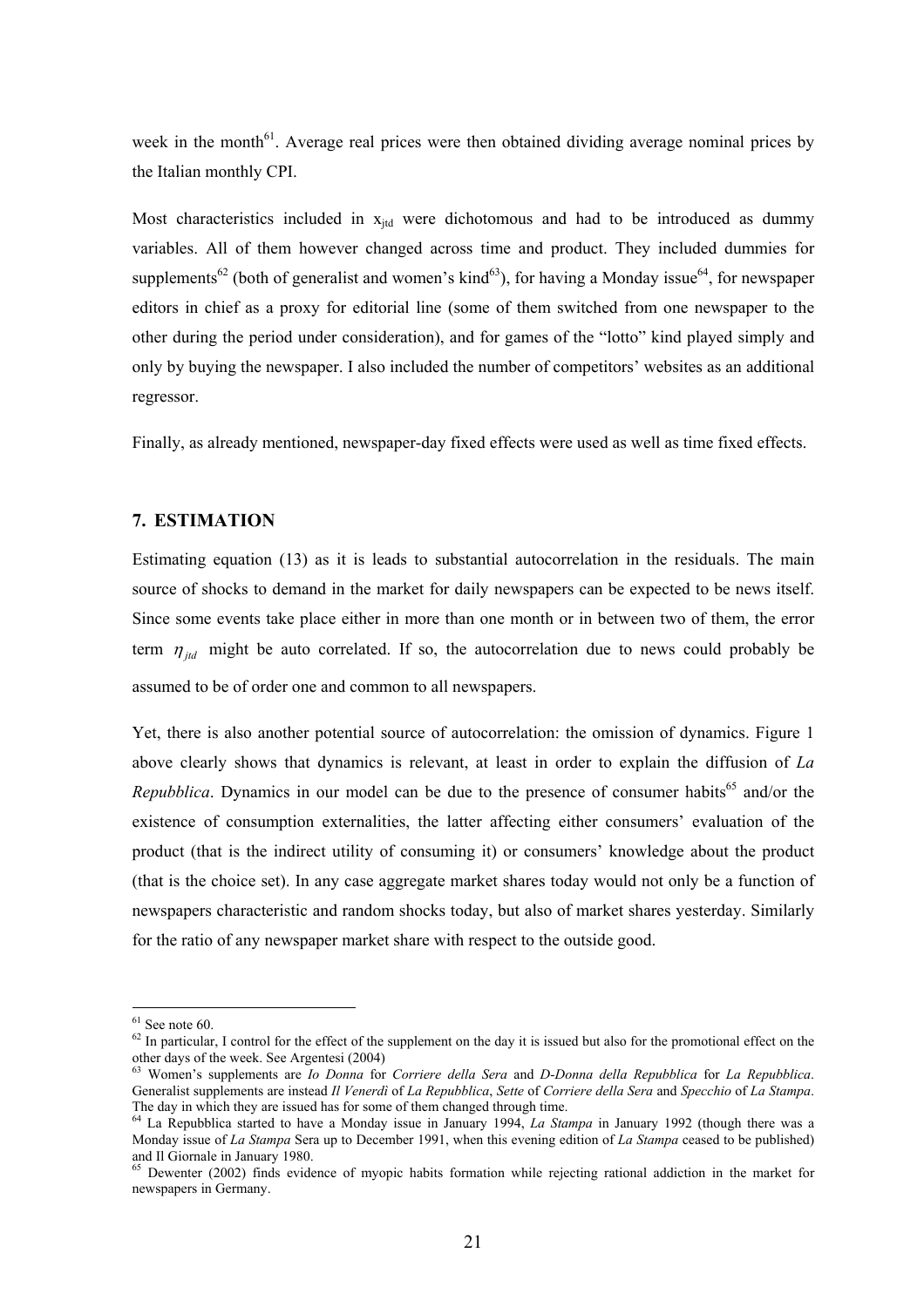week in the month[61]. Average real prices were then obtained dividing average nominal prices by the Italian monthly CPI.

Most characteristics included in $x_{jtd}$ were dichotomous and had to be introduced as dummy variables. All of them however changed across time and product. They included dummies for supplements[62] (both of generalist and women's kind[63]), for having a Monday issue[64], for newspaper editors in chief as a proxy for editorial line (some of them switched from one newspaper to the other during the period under consideration), and for games of the "lotto" kind played simply and only by buying the newspaper. I also included the number of competitors' websites as an additional regressor.

Finally, as already mentioned, newspaper-day fixed effects were used as well as time fixed effects.

## 7. ESTIMATION

Estimating equation (13) as it is leads to substantial autocorrelation in the residuals. The main source of shocks to demand in the market for daily newspapers can be expected to be news itself. Since some events take place either in more than one month or in between two of them, the error term $\eta_{jtd}$ might be auto correlated. If so, the autocorrelation due to news could probably be assumed to be of order one and common to all newspapers.

Yet, there is also another potential source of autocorrelation: the omission of dynamics. Figure 1 above clearly shows that dynamics is relevant, at least in order to explain the diffusion of *La Repubblica*. Dynamics in our model can be due to the presence of consumer habits[65] and/or the existence of consumption externalities, the latter affecting either consumers' evaluation of the product (that is the indirect utility of consuming it) or consumers' knowledge about the product (that is the choice set). In any case aggregate market shares today would not only be a function of newspapers characteristic and random shocks today, but also of market shares yesterday. Similarly for the ratio of any newspaper market share with respect to the outside good.

---

[61] See note 60.

[62] In particular, I control for the effect of the supplement on the day it is issued but also for the promotional effect on the other days of the week. See Argentesi (2004)

[63] Women's supplements are *Io Donna* for *Corriere della Sera* and *D-Donna della Repubblica* for *La Repubblica*. Generalist supplements are instead *Il Venerdì* of *La Repubblica*, *Sette* of *Corriere della Sera* and *Specchio* of *La Stampa*. The day in which they are issued has for some of them changed through time.

[64] La Repubblica started to have a Monday issue in January 1994, *La Stampa* in January 1992 (though there was a Monday issue of *La Stampa* Sera up to December 1991, when this evening edition of *La Stampa* ceased to be published) and Il Giornale in January 1980.

[65] Dewenter (2002) finds evidence of myopic habits formation while rejecting rational addiction in the market for newspapers in Germany.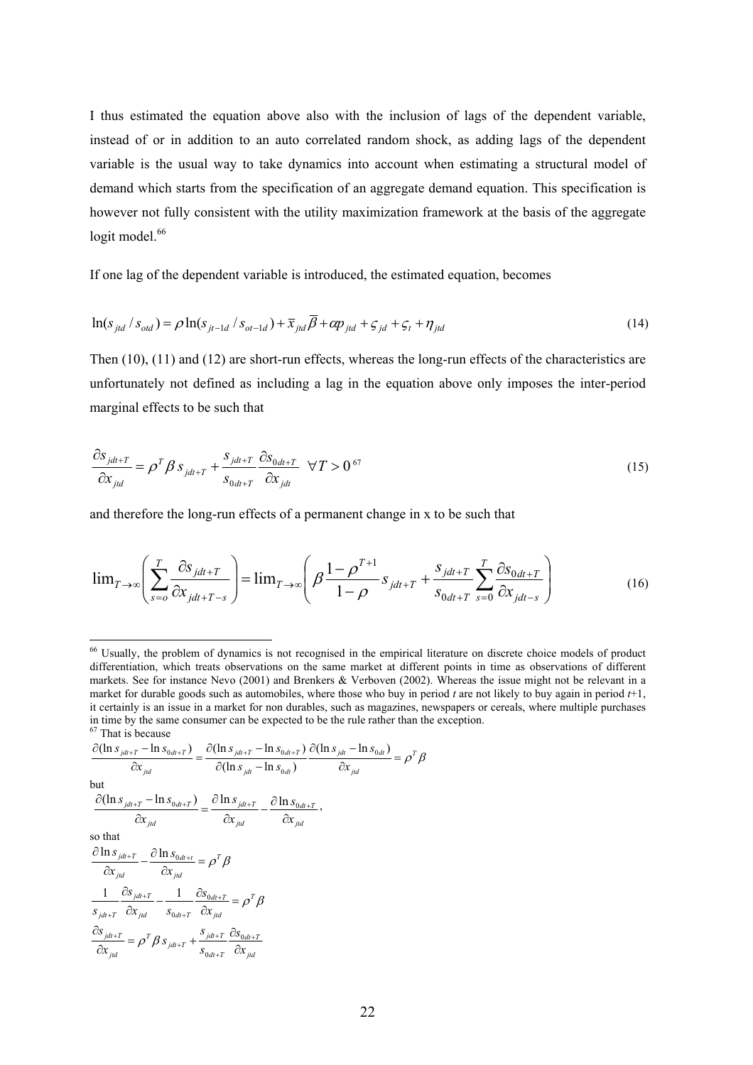I thus estimated the equation above also with the inclusion of lags of the dependent variable, instead of or in addition to an auto correlated random shock, as adding lags of the dependent variable is the usual way to take dynamics into account when estimating a structural model of demand which starts from the specification of an aggregate demand equation. This specification is however not fully consistent with the utility maximization framework at the basis of the aggregate logit model.[66]

If one lag of the dependent variable is introduced, the estimated equation, becomes

$$\ln(s_{jtd} / s_{otd}) = \rho \ln(s_{jt-1d} / s_{ot-1d}) + \overline{x}_{jtd}\overline{\beta} + \alpha p_{jtd} + \varsigma_{jd} + \varsigma_{t} + \eta_{jtd} \tag{14}$$

Then (10), (11) and (12) are short-run effects, whereas the long-run effects of the characteristics are unfortunately not defined as including a lag in the equation above only imposes the inter-period marginal effects to be such that

$$\frac{\partial s_{jdt+T}}{\partial x_{jtd}} = \rho^{T} \beta \, s_{jdt+T} + \frac{s_{jdt+T}}{s_{0dt+T}} \frac{\partial s_{0dt+T}}{\partial x_{jdt}} \quad \forall T > 0 \, ^{67} \tag{15}$$

and therefore the long-run effects of a permanent change in x to be such that

$$\lim_{T \to \infty} \left( \sum_{s=o}^{T} \frac{\partial s_{jdt+T}}{\partial x_{jdt+T-s}} \right) = \lim_{T \to \infty} \left( \beta \frac{1-\rho^{T+1}}{1-\rho} s_{jdt+T} + \frac{s_{jdt+T}}{s_{0dt+T}} \sum_{s=0}^{T} \frac{\partial s_{0dt+T}}{\partial x_{jdt-s}} \right) \tag{16}$$

---

[66] Usually, the problem of dynamics is not recognised in the empirical literature on discrete choice models of product differentiation, which treats observations on the same market at different points in time as observations of different markets. See for instance Nevo (2001) and Brenkers & Verboven (2002). Whereas the issue might not be relevant in a market for durable goods such as automobiles, where those who buy in period *t* are not likely to buy again in period *t*+1, it certainly is an issue in a market for non durables, such as magazines, newspapers or cereals, where multiple purchases in time by the same consumer can be expected to be the rule rather than the exception.

[67] That is because

$$\frac{\partial(\ln s_{jdt+T} - \ln s_{0dt+T})}{\partial x_{jtd}} = \frac{\partial(\ln s_{jdt+T} - \ln s_{0dt+T})}{\partial(\ln s_{jdt} - \ln s_{0dt})} \frac{\partial(\ln s_{jdt} - \ln s_{0dt})}{\partial x_{jtd}} = \rho^{T} \beta$$

but

$$\frac{\partial(\ln s_{jdt+T} - \ln s_{0dt+T})}{\partial x_{jtd}} = \frac{\partial \ln s_{jdt+T}}{\partial x_{jtd}} - \frac{\partial \ln s_{0dt+T}}{\partial x_{jtd}},$$

so that

$$\frac{\partial \ln s_{jdt+T}}{\partial x_{jtd}} - \frac{\partial \ln s_{0dt+t}}{\partial x_{jtd}} = \rho^{T} \beta$$

$$\frac{1}{s_{jdt+T}} \frac{\partial s_{jdt+T}}{\partial x_{jtd}} - \frac{1}{s_{0dt+T}} \frac{\partial s_{0dt+T}}{\partial x_{jtd}} = \rho^{T} \beta$$

$$\frac{\partial s_{jdt+T}}{\partial x_{jtd}} = \rho^{T} \beta \, s_{jdt+T} + \frac{s_{jdt+T}}{s_{0dt+T}} \frac{\partial s_{0dt+T}}{\partial x_{jtd}}$$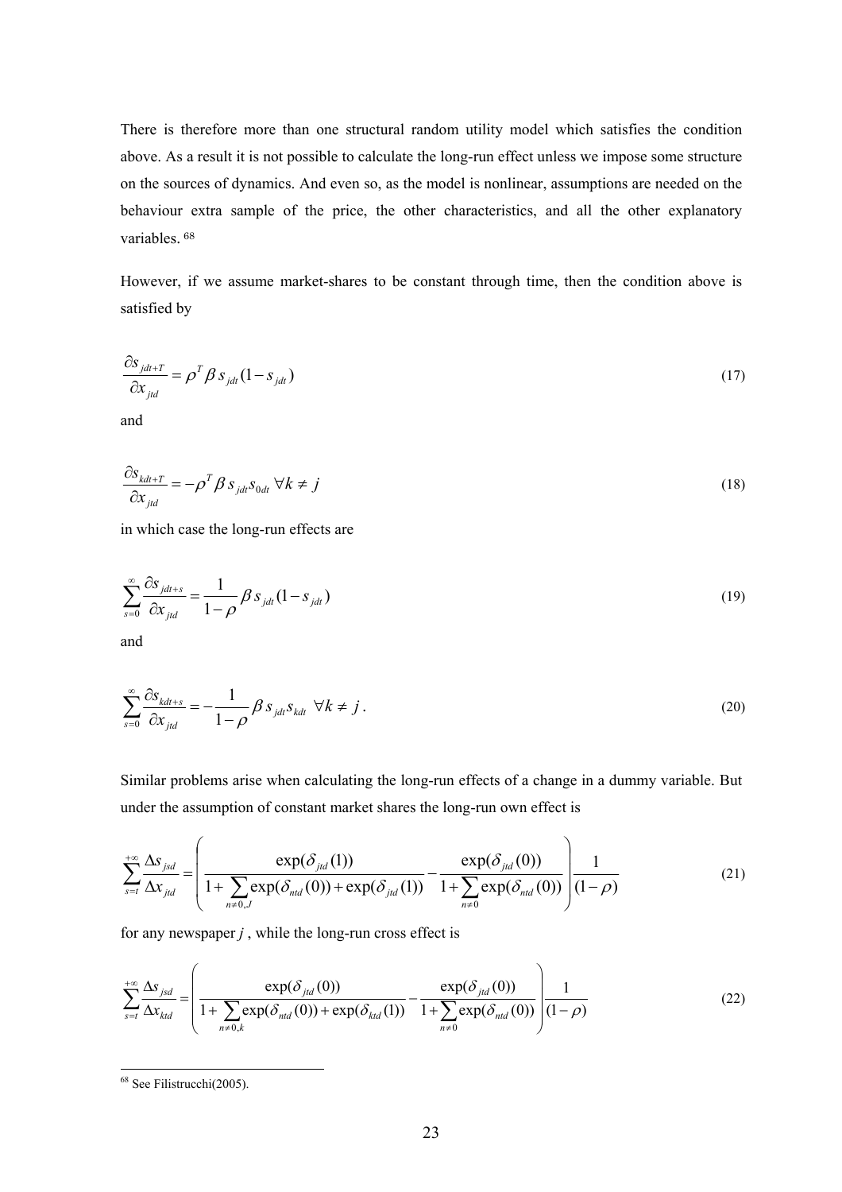There is therefore more than one structural random utility model which satisfies the condition above. As a result it is not possible to calculate the long-run effect unless we impose some structure on the sources of dynamics. And even so, as the model is nonlinear, assumptions are needed on the behaviour extra sample of the price, the other characteristics, and all the other explanatory variables. [68]

However, if we assume market-shares to be constant through time, then the condition above is satisfied by

$$\frac{\partial s_{jdt+T}}{\partial x_{jtd}} = \rho^T \beta s_{jdt}(1 - s_{jdt}) \tag{17}$$

and

$$\frac{\partial s_{kdt+T}}{\partial x_{jtd}} = -\rho^T \beta s_{jdt} s_{0dt} \; \forall k \neq j \tag{18}$$

in which case the long-run effects are

$$\sum_{s=0}^{\infty} \frac{\partial s_{jdt+s}}{\partial x_{jtd}} = \frac{1}{1-\rho} \beta s_{jdt}(1 - s_{jdt}) \tag{19}$$

and

$$\sum_{s=0}^{\infty} \frac{\partial s_{kdt+s}}{\partial x_{jtd}} = -\frac{1}{1-\rho} \beta s_{jdt} s_{kdt} \;\; \forall k \neq j \, . \tag{20}$$

Similar problems arise when calculating the long-run effects of a change in a dummy variable. But under the assumption of constant market shares the long-run own effect is

$$\sum_{s=t}^{+\infty} \frac{\Delta s_{jsd}}{\Delta x_{jtd}} = \left( \frac{\exp(\delta_{jtd}(1))}{1 + \sum_{n \neq 0, J} \exp(\delta_{ntd}(0)) + \exp(\delta_{jtd}(1))} - \frac{\exp(\delta_{jtd}(0))}{1 + \sum_{n \neq 0} \exp(\delta_{ntd}(0))} \right) \frac{1}{(1-\rho)} \tag{21}$$

for any newspaper $j$ , while the long-run cross effect is

$$\sum_{s=t}^{+\infty} \frac{\Delta s_{jsd}}{\Delta x_{ktd}} = \left( \frac{\exp(\delta_{jtd}(0))}{1 + \sum_{n \neq 0, k} \exp(\delta_{ntd}(0)) + \exp(\delta_{ktd}(1))} - \frac{\exp(\delta_{jtd}(0))}{1 + \sum_{n \neq 0} \exp(\delta_{ntd}(0))} \right) \frac{1}{(1-\rho)} \tag{22}$$

---

[68] See Filistrucchi(2005).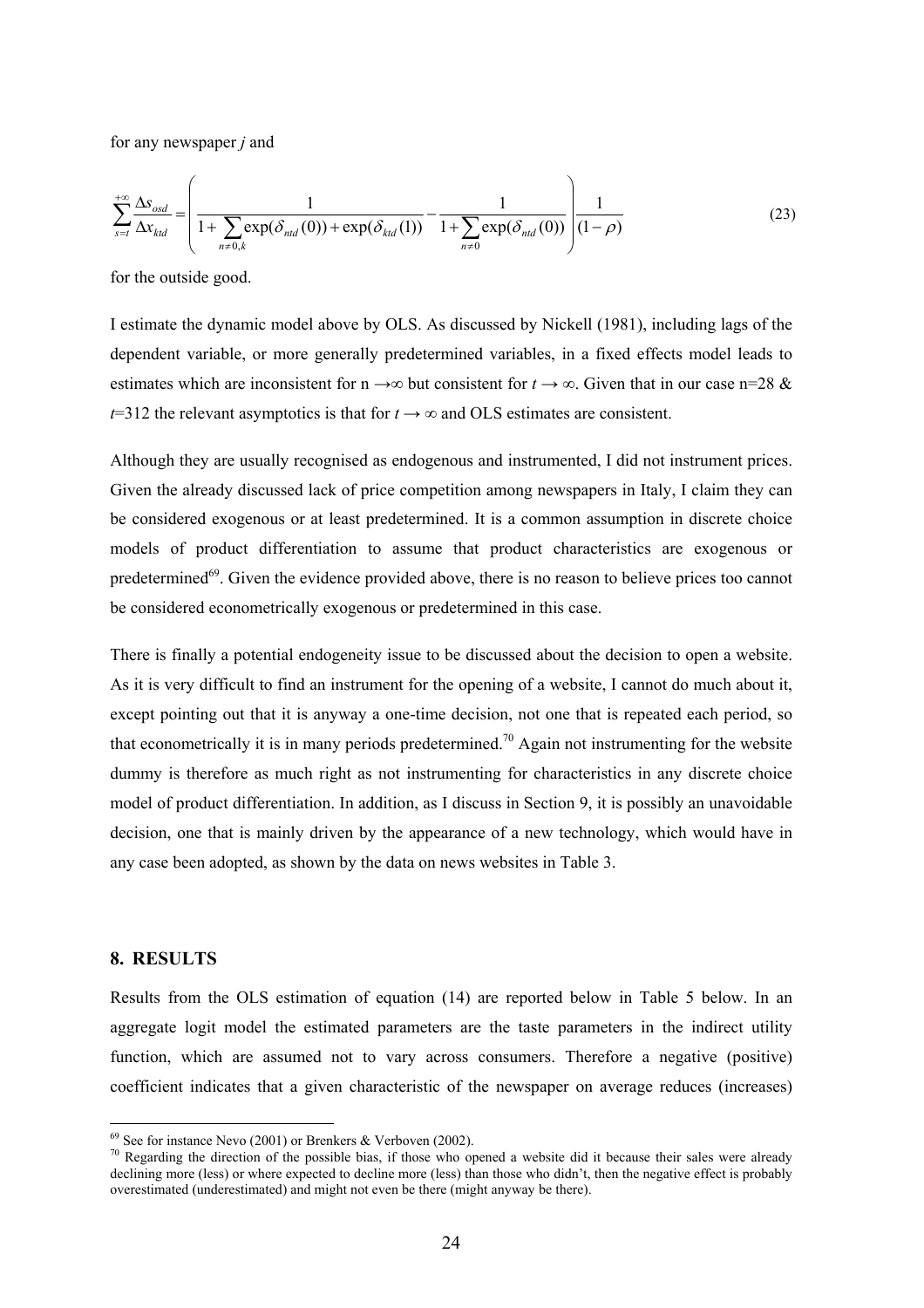for any newspaper *j* and

$$\sum_{s=t}^{+\infty} \frac{\Delta s_{osd}}{\Delta x_{ktd}} = \left( \frac{1}{1+\sum_{n\neq 0,k} \exp(\delta_{ntd}(0)) + \exp(\delta_{ktd}(1))} - \frac{1}{1+\sum_{n\neq 0} \exp(\delta_{ntd}(0))} \right) \frac{1}{(1-\rho)} \tag{23}$$

for the outside good.

I estimate the dynamic model above by OLS. As discussed by Nickell (1981), including lags of the dependent variable, or more generally predetermined variables, in a fixed effects model leads to estimates which are inconsistent for $n \rightarrow \infty$ but consistent for $t \rightarrow \infty$. Given that in our case n=28 & $t$=312 the relevant asymptotics is that for $t \rightarrow \infty$ and OLS estimates are consistent.

Although they are usually recognised as endogenous and instrumented, I did not instrument prices. Given the already discussed lack of price competition among newspapers in Italy, I claim they can be considered exogenous or at least predetermined. It is a common assumption in discrete choice models of product differentiation to assume that product characteristics are exogenous or predetermined[69]. Given the evidence provided above, there is no reason to believe prices too cannot be considered econometrically exogenous or predetermined in this case.

There is finally a potential endogeneity issue to be discussed about the decision to open a website. As it is very difficult to find an instrument for the opening of a website, I cannot do much about it, except pointing out that it is anyway a one-time decision, not one that is repeated each period, so that econometrically it is in many periods predetermined.[70] Again not instrumenting for the website dummy is therefore as much right as not instrumenting for characteristics in any discrete choice model of product differentiation. In addition, as I discuss in Section 9, it is possibly an unavoidable decision, one that is mainly driven by the appearance of a new technology, which would have in any case been adopted, as shown by the data on news websites in Table 3.

## 8. RESULTS

Results from the OLS estimation of equation (14) are reported below in Table 5 below. In an aggregate logit model the estimated parameters are the taste parameters in the indirect utility function, which are assumed not to vary across consumers. Therefore a negative (positive) coefficient indicates that a given characteristic of the newspaper on average reduces (increases)

---

[69] See for instance Nevo (2001) or Brenkers & Verboven (2002).

[70] Regarding the direction of the possible bias, if those who opened a website did it because their sales were already declining more (less) or where expected to decline more (less) than those who didn't, then the negative effect is probably overestimated (underestimated) and might not even be there (might anyway be there).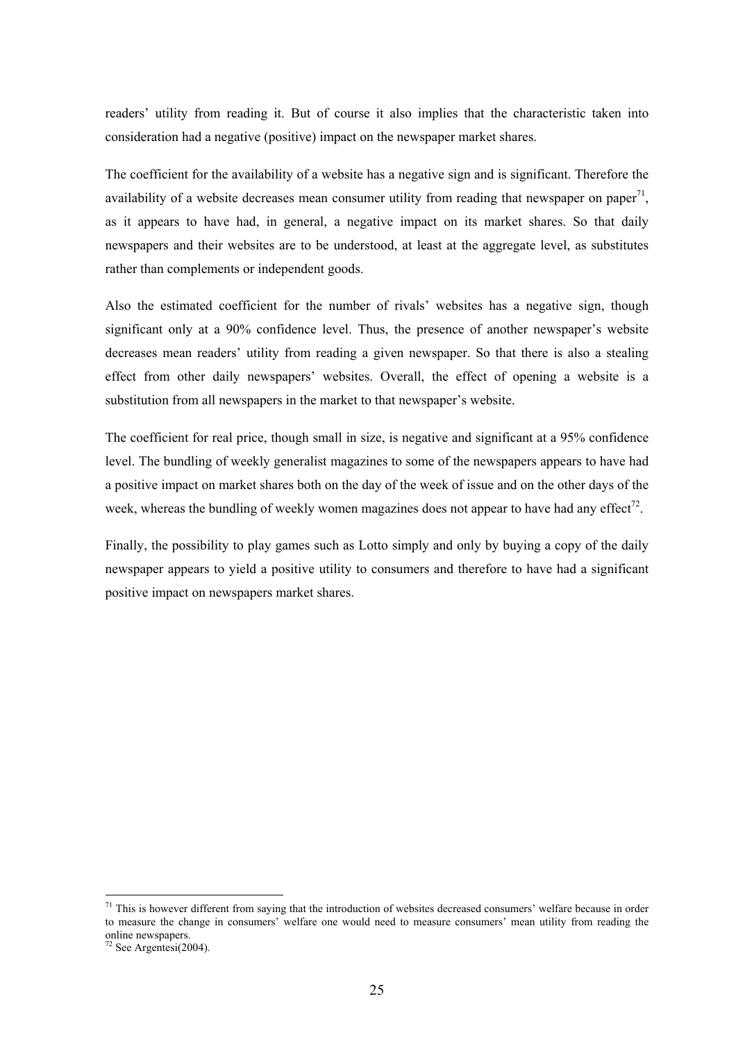readers' utility from reading it. But of course it also implies that the characteristic taken into consideration had a negative (positive) impact on the newspaper market shares.

The coefficient for the availability of a website has a negative sign and is significant. Therefore the availability of a website decreases mean consumer utility from reading that newspaper on paper[71], as it appears to have had, in general, a negative impact on its market shares. So that daily newspapers and their websites are to be understood, at least at the aggregate level, as substitutes rather than complements or independent goods.

Also the estimated coefficient for the number of rivals' websites has a negative sign, though significant only at a 90% confidence level. Thus, the presence of another newspaper's website decreases mean readers' utility from reading a given newspaper. So that there is also a stealing effect from other daily newspapers' websites. Overall, the effect of opening a website is a substitution from all newspapers in the market to that newspaper's website.

The coefficient for real price, though small in size, is negative and significant at a 95% confidence level. The bundling of weekly generalist magazines to some of the newspapers appears to have had a positive impact on market shares both on the day of the week of issue and on the other days of the week, whereas the bundling of weekly women magazines does not appear to have had any effect[72].

Finally, the possibility to play games such as Lotto simply and only by buying a copy of the daily newspaper appears to yield a positive utility to consumers and therefore to have had a significant positive impact on newspapers market shares.

---

[71] This is however different from saying that the introduction of websites decreased consumers' welfare because in order to measure the change in consumers' welfare one would need to measure consumers' mean utility from reading the online newspapers.

[72] See Argentesi(2004).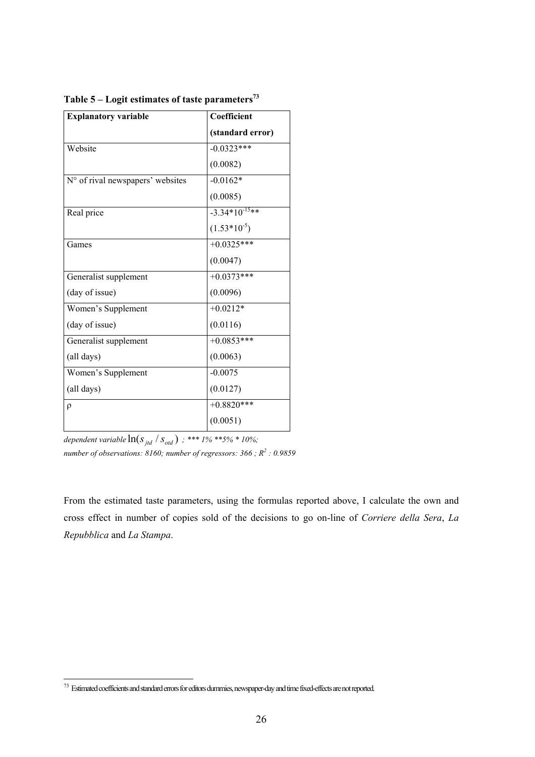**Table 5 – Logit estimates of taste parameters**[73]

| Explanatory variable | Coefficient (standard error) |
|---|---|
| Website | -0.0323*** |
| | (0.0082) |
| N° of rival newspapers' websites | -0.0162* |
| | (0.0085) |
| Real price | $-3.34*10^{-15}$** |
| | $(1.53*10^{-5})$ |
| Games | +0.0325*** |
| | (0.0047) |
| Generalist supplement (day of issue) | +0.0373*** |
| | (0.0096) |
| Women's Supplement (day of issue) | +0.0212* |
| | (0.0116) |
| Generalist supplement (all days) | +0.0853*** |
| | (0.0063) |
| Women's Supplement (all days) | -0.0075 |
| | (0.0127) |
| ρ | +0.8820*** |
| | (0.0051) |

*dependent variable* $\ln(s_{jtd} / s_{otd})$ *; \*\*\* 1% \*\*5% \* 10%;*
*number of observations: 8160; number of regressors: 366 ;* $R^2$ *: 0.9859*

From the estimated taste parameters, using the formulas reported above, I calculate the own and cross effect in number of copies sold of the decisions to go on-line of *Corriere della Sera*, *La Repubblica* and *La Stampa*.

[73] Estimated coefficients and standard errors for editors dummies, newspaper-day and time fixed-effects are not reported.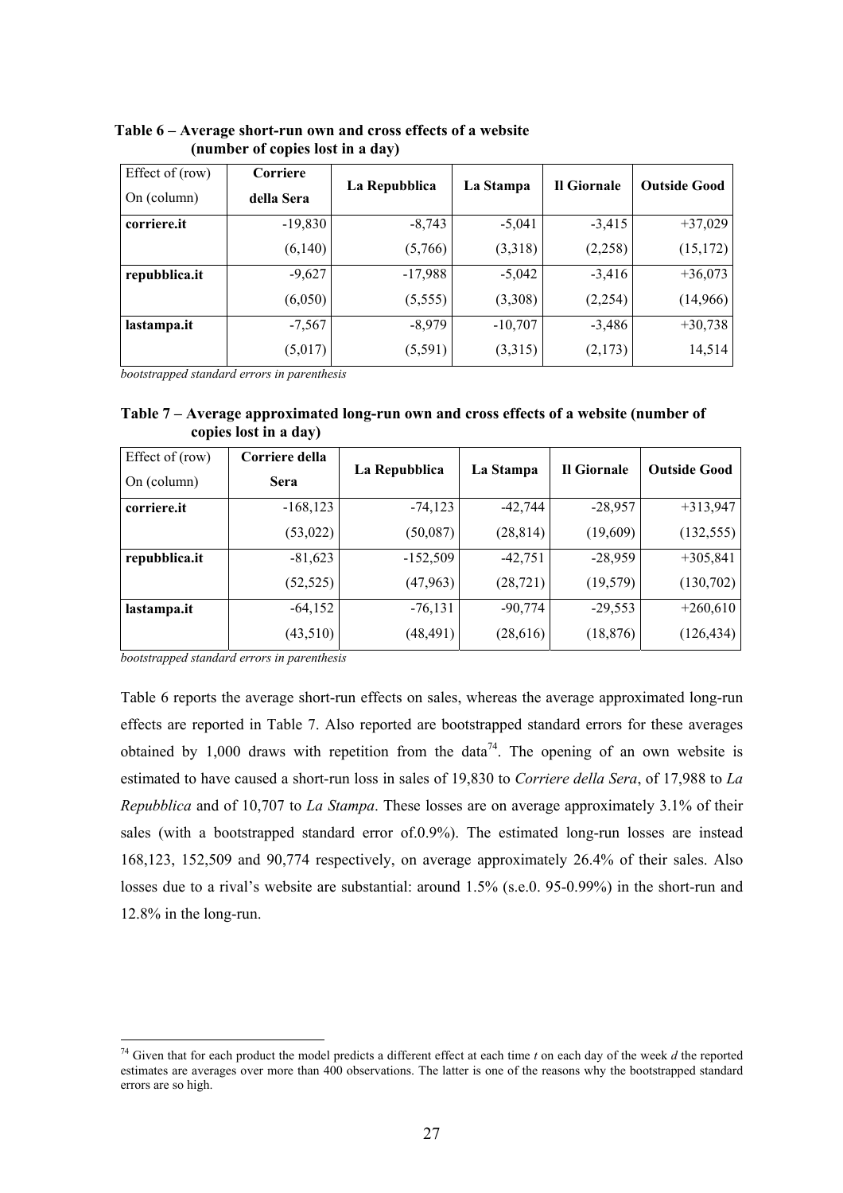**Table 6 – Average short-run own and cross effects of a website (number of copies lost in a day)**

| Effect of (row) On (column) | Corriere della Sera | La Repubblica | La Stampa | Il Giornale | Outside Good |
|---|---|---|---|---|---|
| **corriere.it** | -19,830 | -8,743 | -5,041 | -3,415 | +37,029 |
| | (6,140) | (5,766) | (3,318) | (2,258) | (15,172) |
| **repubblica.it** | -9,627 | -17,988 | -5,042 | -3,416 | +36,073 |
| | (6,050) | (5,555) | (3,308) | (2,254) | (14,966) |
| **lastampa.it** | -7,567 | -8,979 | -10,707 | -3,486 | +30,738 |
| | (5,017) | (5,591) | (3,315) | (2,173) | 14,514 |

*bootstrapped standard errors in parenthesis*

**Table 7 – Average approximated long-run own and cross effects of a website (number of copies lost in a day)**

| Effect of (row) On (column) | Corriere della Sera | La Repubblica | La Stampa | Il Giornale | Outside Good |
|---|---|---|---|---|---|
| **corriere.it** | -168,123 | -74,123 | -42,744 | -28,957 | +313,947 |
| | (53,022) | (50,087) | (28,814) | (19,609) | (132,555) |
| **repubblica.it** | -81,623 | -152,509 | -42,751 | -28,959 | +305,841 |
| | (52,525) | (47,963) | (28,721) | (19,579) | (130,702) |
| **lastampa.it** | -64,152 | -76,131 | -90,774 | -29,553 | +260,610 |
| | (43,510) | (48,491) | (28,616) | (18,876) | (126,434) |

*bootstrapped standard errors in parenthesis*

Table 6 reports the average short-run effects on sales, whereas the average approximated long-run effects are reported in Table 7. Also reported are bootstrapped standard errors for these averages obtained by 1,000 draws with repetition from the data[74]. The opening of an own website is estimated to have caused a short-run loss in sales of 19,830 to *Corriere della Sera*, of 17,988 to *La Repubblica* and of 10,707 to *La Stampa*. These losses are on average approximately 3.1% of their sales (with a bootstrapped standard error of.0.9%). The estimated long-run losses are instead 168,123, 152,509 and 90,774 respectively, on average approximately 26.4% of their sales. Also losses due to a rival's website are substantial: around 1.5% (s.e.0. 95-0.99%) in the short-run and 12.8% in the long-run.

[74] Given that for each product the model predicts a different effect at each time *t* on each day of the week *d* the reported estimates are averages over more than 400 observations. The latter is one of the reasons why the bootstrapped standard errors are so high.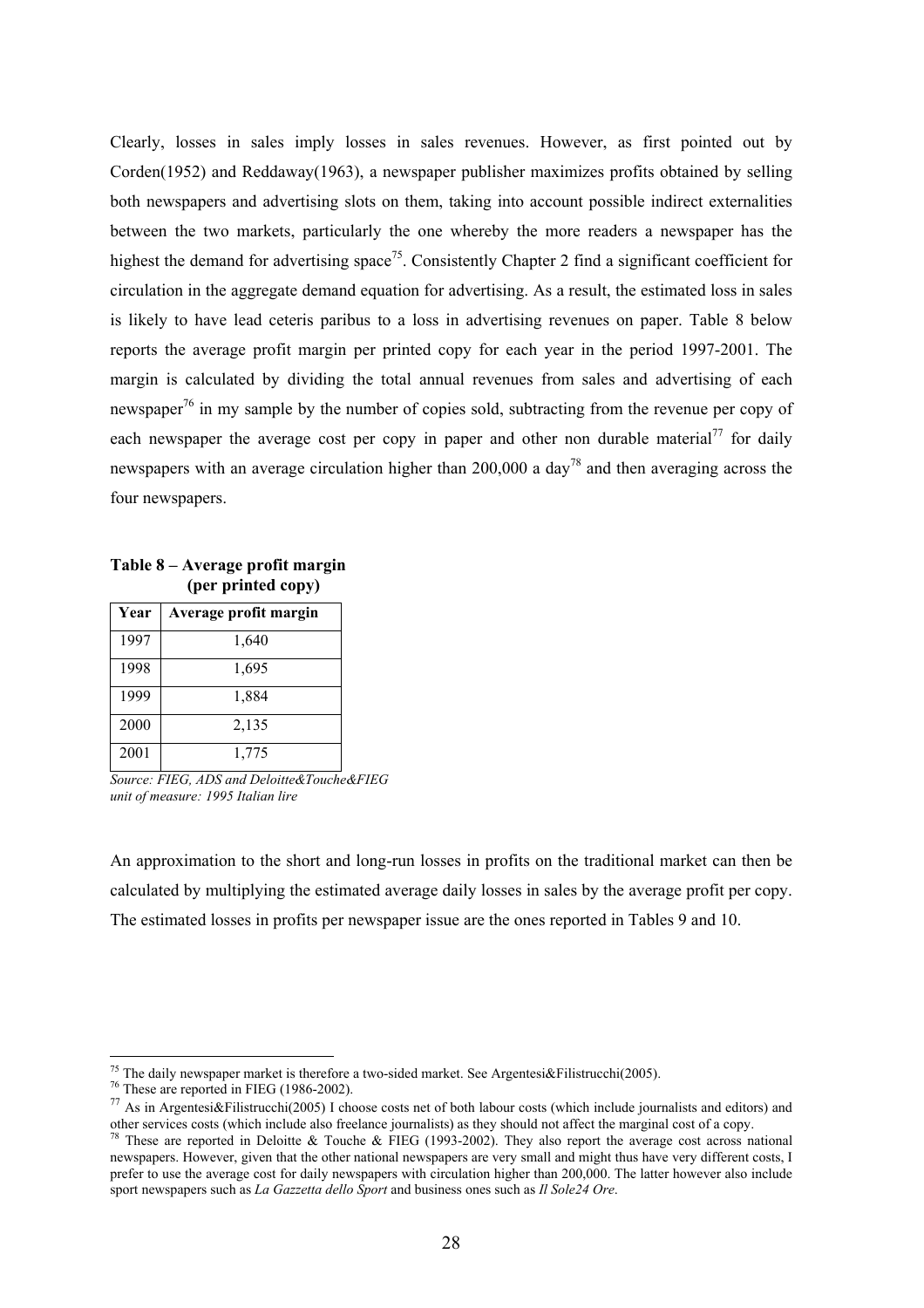Clearly, losses in sales imply losses in sales revenues. However, as first pointed out by Corden(1952) and Reddaway(1963), a newspaper publisher maximizes profits obtained by selling both newspapers and advertising slots on them, taking into account possible indirect externalities between the two markets, particularly the one whereby the more readers a newspaper has the highest the demand for advertising space[75]. Consistently Chapter 2 find a significant coefficient for circulation in the aggregate demand equation for advertising. As a result, the estimated loss in sales is likely to have lead ceteris paribus to a loss in advertising revenues on paper. Table 8 below reports the average profit margin per printed copy for each year in the period 1997-2001. The margin is calculated by dividing the total annual revenues from sales and advertising of each newspaper[76] in my sample by the number of copies sold, subtracting from the revenue per copy of each newspaper the average cost per copy in paper and other non durable material[77] for daily newspapers with an average circulation higher than 200,000 a day[78] and then averaging across the four newspapers.

**Table 8 – Average profit margin (per printed copy)**

| Year | Average profit margin |
| --- | --- |
| 1997 | 1,640 |
| 1998 | 1,695 |
| 1999 | 1,884 |
| 2000 | 2,135 |
| 2001 | 1,775 |

*Source: FIEG, ADS and Deloitte&Touche&FIEG*
*unit of measure: 1995 Italian lire*

An approximation to the short and long-run losses in profits on the traditional market can then be calculated by multiplying the estimated average daily losses in sales by the average profit per copy. The estimated losses in profits per newspaper issue are the ones reported in Tables 9 and 10.

[75] The daily newspaper market is therefore a two-sided market. See Argentesi&Filistrucchi(2005).

[76] These are reported in FIEG (1986-2002).

[77] As in Argentesi&Filistrucchi(2005) I choose costs net of both labour costs (which include journalists and editors) and other services costs (which include also freelance journalists) as they should not affect the marginal cost of a copy.

[78] These are reported in Deloitte & Touche & FIEG (1993-2002). They also report the average cost across national newspapers. However, given that the other national newspapers are very small and might thus have very different costs, I prefer to use the average cost for daily newspapers with circulation higher than 200,000. The latter however also include sport newspapers such as *La Gazzetta dello Sport* and business ones such as *Il Sole24 Ore*.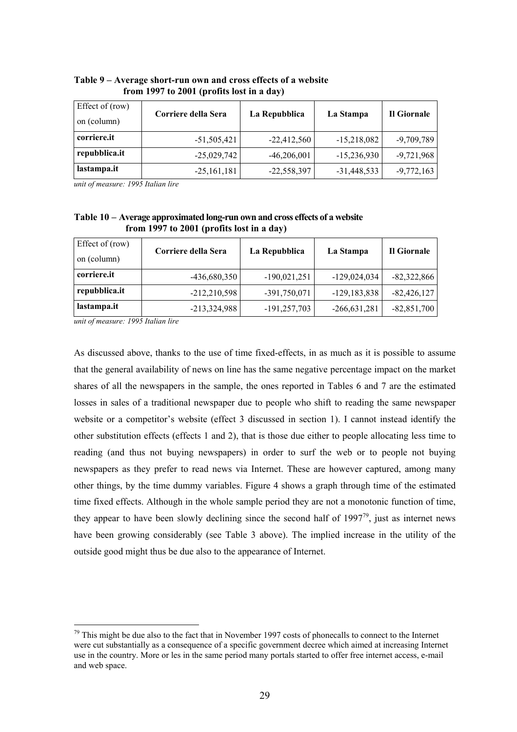**Table 9 – Average short-run own and cross effects of a website from 1997 to 2001 (profits lost in a day)**

| Effect of (row) on (column) | Corriere della Sera | La Repubblica | La Stampa | Il Giornale |
|---|---|---|---|---|
| **corriere.it** | -51,505,421 | -22,412,560 | -15,218,082 | -9,709,789 |
| **repubblica.it** | -25,029,742 | -46,206,001 | -15,236,930 | -9,721,968 |
| **lastampa.it** | -25,161,181 | -22,558,397 | -31,448,533 | -9,772,163 |

*unit of measure: 1995 Italian lire*

**Table 10 – Average approximated long-run own and cross effects of a website from 1997 to 2001 (profits lost in a day)**

| Effect of (row) on (column) | Corriere della Sera | La Repubblica | La Stampa | Il Giornale |
|---|---|---|---|---|
| **corriere.it** | -436,680,350 | -190,021,251 | -129,024,034 | -82,322,866 |
| **repubblica.it** | -212,210,598 | -391,750,071 | -129,183,838 | -82,426,127 |
| **lastampa.it** | -213,324,988 | -191,257,703 | -266,631,281 | -82,851,700 |

*unit of measure: 1995 Italian lire*

As discussed above, thanks to the use of time fixed-effects, in as much as it is possible to assume that the general availability of news on line has the same negative percentage impact on the market shares of all the newspapers in the sample, the ones reported in Tables 6 and 7 are the estimated losses in sales of a traditional newspaper due to people who shift to reading the same newspaper website or a competitor's website (effect 3 discussed in section 1). I cannot instead identify the other substitution effects (effects 1 and 2), that is those due either to people allocating less time to reading (and thus not buying newspapers) in order to surf the web or to people not buying newspapers as they prefer to read news via Internet. These are however captured, among many other things, by the time dummy variables. Figure 4 shows a graph through time of the estimated time fixed effects. Although in the whole sample period they are not a monotonic function of time, they appear to have been slowly declining since the second half of 1997[79], just as internet news have been growing considerably (see Table 3 above). The implied increase in the utility of the outside good might thus be due also to the appearance of Internet.

[79] This might be due also to the fact that in November 1997 costs of phonecalls to connect to the Internet were cut substantially as a consequence of a specific government decree which aimed at increasing Internet use in the country. More or les in the same period many portals started to offer free internet access, e-mail and web space.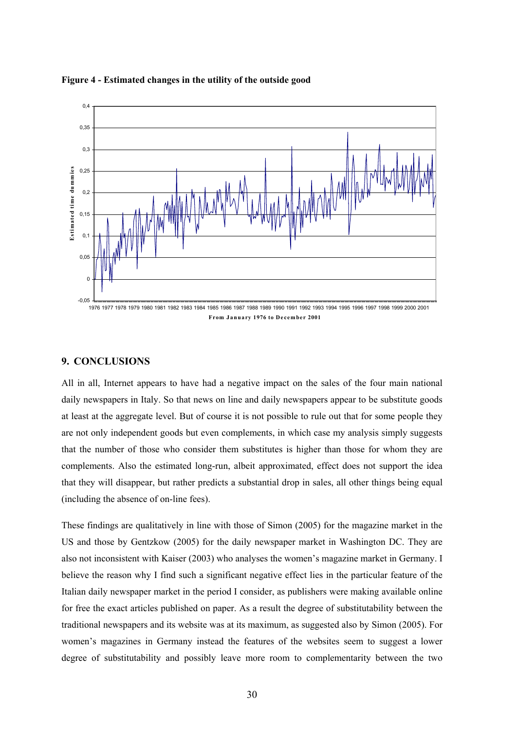**Figure 4 - Estimated changes in the utility of the outside good**

## 9. CONCLUSIONS

All in all, Internet appears to have had a negative impact on the sales of the four main national daily newspapers in Italy. So that news on line and daily newspapers appear to be substitute goods at least at the aggregate level. But of course it is not possible to rule out that for some people they are not only independent goods but even complements, in which case my analysis simply suggests that the number of those who consider them substitutes is higher than those for whom they are complements. Also the estimated long-run, albeit approximated, effect does not support the idea that they will disappear, but rather predicts a substantial drop in sales, all other things being equal (including the absence of on-line fees).

These findings are qualitatively in line with those of Simon (2005) for the magazine market in the US and those by Gentzkow (2005) for the daily newspaper market in Washington DC. They are also not inconsistent with Kaiser (2003) who analyses the women's magazine market in Germany. I believe the reason why I find such a significant negative effect lies in the particular feature of the Italian daily newspaper market in the period I consider, as publishers were making available online for free the exact articles published on paper. As a result the degree of substitutability between the traditional newspapers and its website was at its maximum, as suggested also by Simon (2005). For women's magazines in Germany instead the features of the websites seem to suggest a lower degree of substitutability and possibly leave more room to complementarity between the two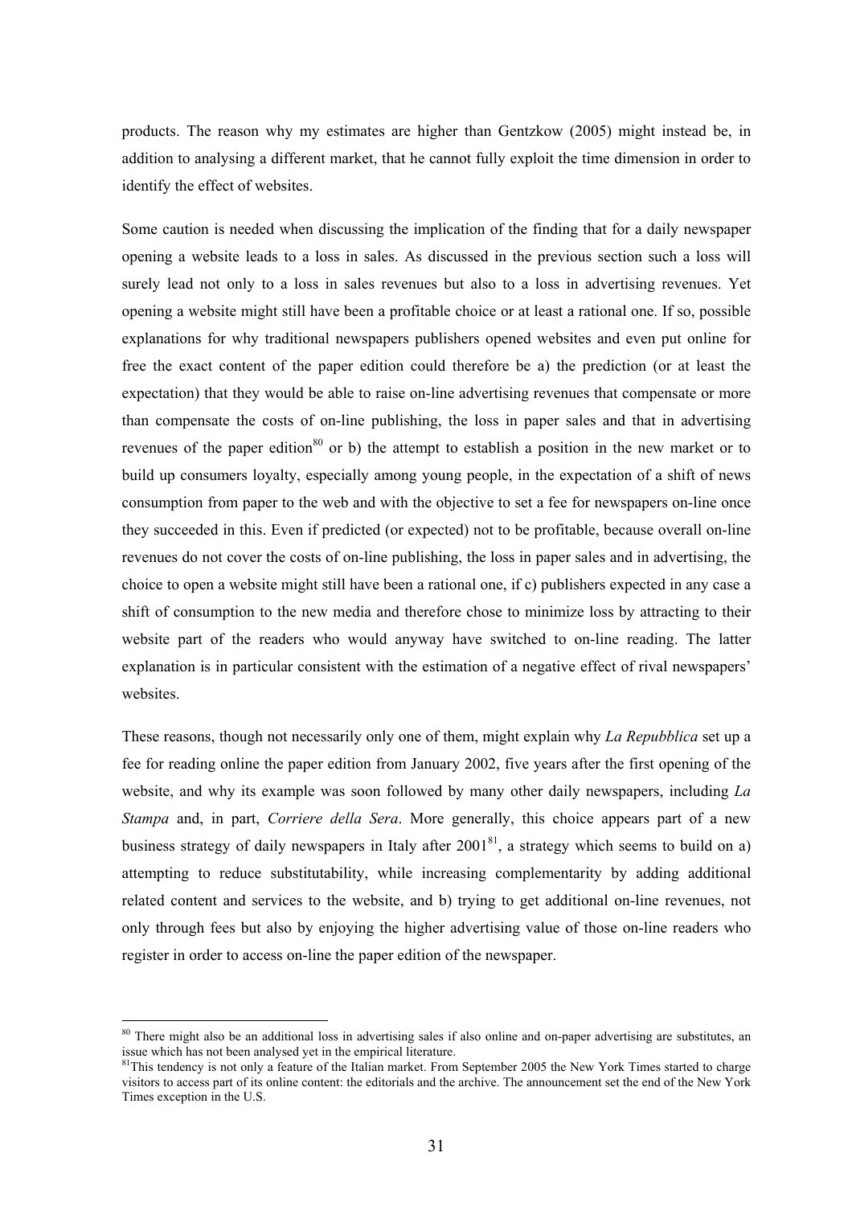products. The reason why my estimates are higher than Gentzkow (2005) might instead be, in addition to analysing a different market, that he cannot fully exploit the time dimension in order to identify the effect of websites.

Some caution is needed when discussing the implication of the finding that for a daily newspaper opening a website leads to a loss in sales. As discussed in the previous section such a loss will surely lead not only to a loss in sales revenues but also to a loss in advertising revenues. Yet opening a website might still have been a profitable choice or at least a rational one. If so, possible explanations for why traditional newspapers publishers opened websites and even put online for free the exact content of the paper edition could therefore be a) the prediction (or at least the expectation) that they would be able to raise on-line advertising revenues that compensate or more than compensate the costs of on-line publishing, the loss in paper sales and that in advertising revenues of the paper edition[80] or b) the attempt to establish a position in the new market or to build up consumers loyalty, especially among young people, in the expectation of a shift of news consumption from paper to the web and with the objective to set a fee for newspapers on-line once they succeeded in this. Even if predicted (or expected) not to be profitable, because overall on-line revenues do not cover the costs of on-line publishing, the loss in paper sales and in advertising, the choice to open a website might still have been a rational one, if c) publishers expected in any case a shift of consumption to the new media and therefore chose to minimize loss by attracting to their website part of the readers who would anyway have switched to on-line reading. The latter explanation is in particular consistent with the estimation of a negative effect of rival newspapers' websites.

These reasons, though not necessarily only one of them, might explain why *La Repubblica* set up a fee for reading online the paper edition from January 2002, five years after the first opening of the website, and why its example was soon followed by many other daily newspapers, including *La Stampa* and, in part, *Corriere della Sera*. More generally, this choice appears part of a new business strategy of daily newspapers in Italy after 2001[81], a strategy which seems to build on a) attempting to reduce substitutability, while increasing complementarity by adding additional related content and services to the website, and b) trying to get additional on-line revenues, not only through fees but also by enjoying the higher advertising value of those on-line readers who register in order to access on-line the paper edition of the newspaper.

---

[80] There might also be an additional loss in advertising sales if also online and on-paper advertising are substitutes, an issue which has not been analysed yet in the empirical literature.

[81] This tendency is not only a feature of the Italian market. From September 2005 the New York Times started to charge visitors to access part of its online content: the editorials and the archive. The announcement set the end of the New York Times exception in the U.S.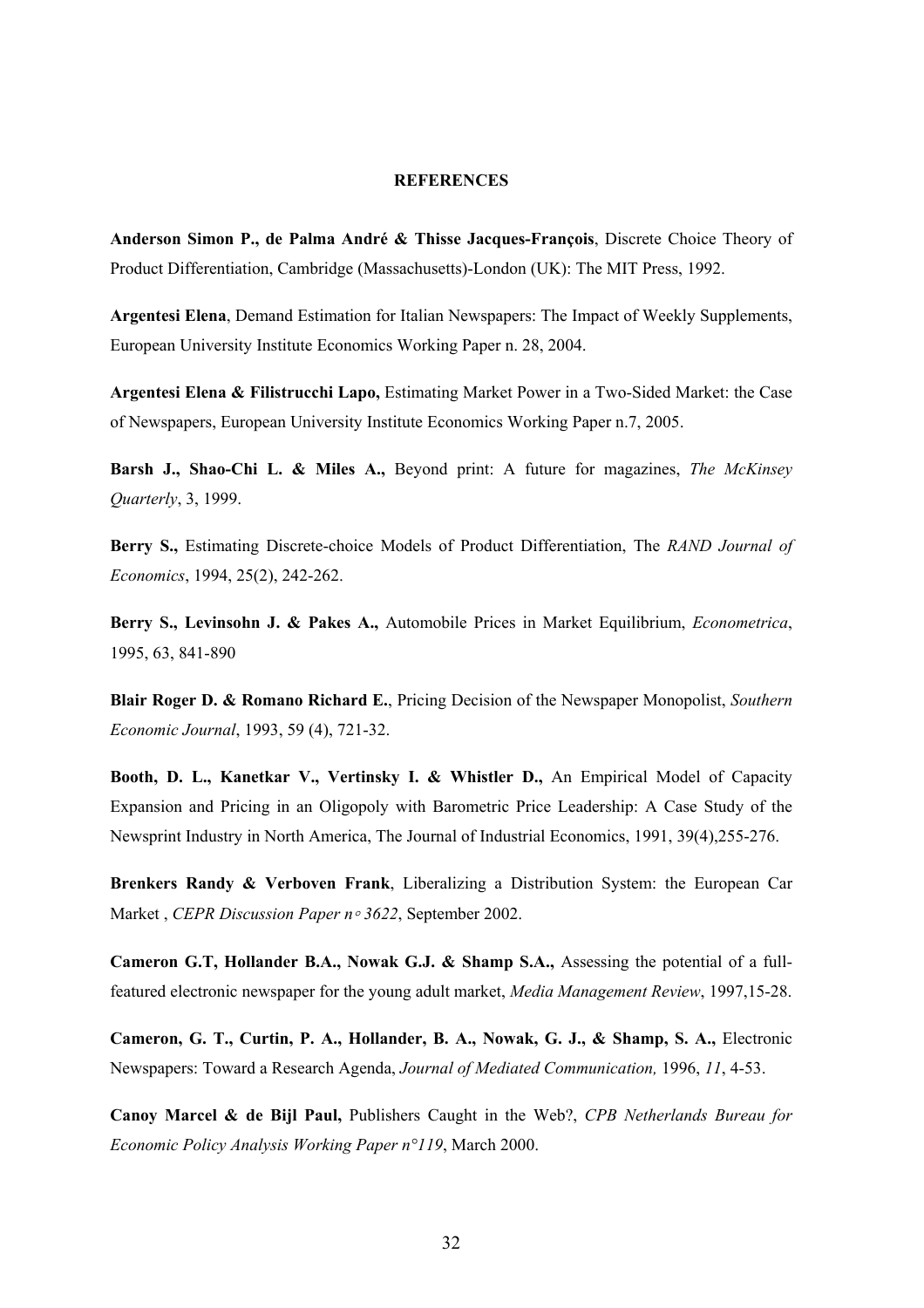**REFERENCES**

**Anderson Simon P., de Palma André & Thisse Jacques-François**, Discrete Choice Theory of Product Differentiation, Cambridge (Massachusetts)-London (UK): The MIT Press, 1992.

**Argentesi Elena**, Demand Estimation for Italian Newspapers: The Impact of Weekly Supplements, European University Institute Economics Working Paper n. 28, 2004.

**Argentesi Elena & Filistrucchi Lapo,** Estimating Market Power in a Two-Sided Market: the Case of Newspapers, European University Institute Economics Working Paper n.7, 2005.

**Barsh J., Shao-Chi L. & Miles A.,** Beyond print: A future for magazines, *The McKinsey Quarterly*, 3, 1999.

**Berry S.,** Estimating Discrete-choice Models of Product Differentiation, The *RAND Journal of Economics*, 1994, 25(2), 242-262.

**Berry S., Levinsohn J. & Pakes A.,** Automobile Prices in Market Equilibrium, *Econometrica*, 1995, 63, 841-890

**Blair Roger D. & Romano Richard E.**, Pricing Decision of the Newspaper Monopolist, *Southern Economic Journal*, 1993, 59 (4), 721-32.

**Booth, D. L., Kanetkar V., Vertinsky I. & Whistler D.,** An Empirical Model of Capacity Expansion and Pricing in an Oligopoly with Barometric Price Leadership: A Case Study of the Newsprint Industry in North America, The Journal of Industrial Economics, 1991, 39(4),255-276.

**Brenkers Randy & Verboven Frank**, Liberalizing a Distribution System: the European Car Market , *CEPR Discussion Paper n◦ 3622*, September 2002.

**Cameron G.T, Hollander B.A., Nowak G.J. & Shamp S.A.,** Assessing the potential of a full-featured electronic newspaper for the young adult market, *Media Management Review*, 1997,15-28.

**Cameron, G. T., Curtin, P. A., Hollander, B. A., Nowak, G. J., & Shamp, S. A.,** Electronic Newspapers: Toward a Research Agenda, *Journal of Mediated Communication,* 1996, *11*, 4-53.

**Canoy Marcel & de Bijl Paul,** Publishers Caught in the Web?, *CPB Netherlands Bureau for Economic Policy Analysis Working Paper n°119*, March 2000.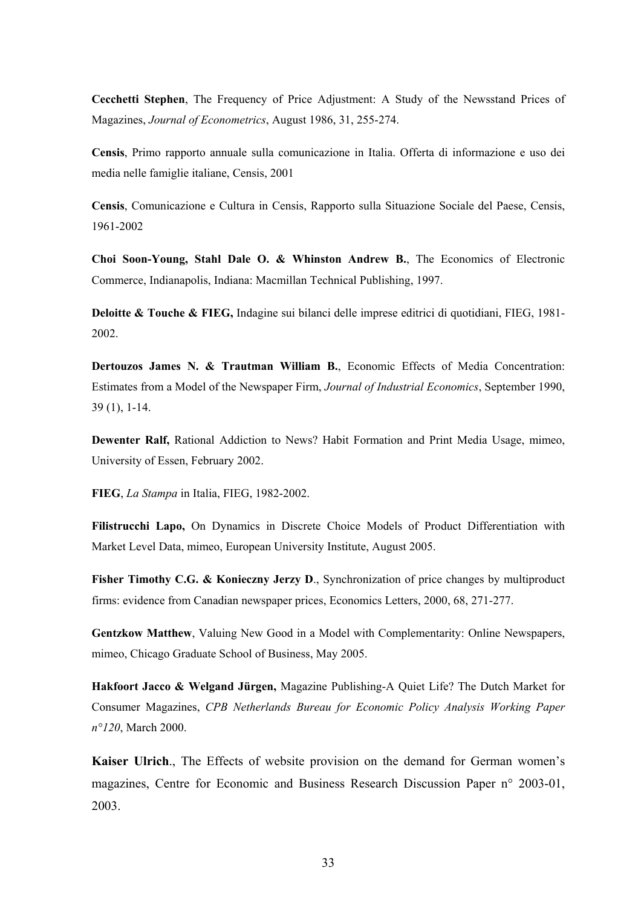**Cecchetti Stephen**, The Frequency of Price Adjustment: A Study of the Newsstand Prices of Magazines, *Journal of Econometrics*, August 1986, 31, 255-274.

**Censis**, Primo rapporto annuale sulla comunicazione in Italia. Offerta di informazione e uso dei media nelle famiglie italiane, Censis, 2001

**Censis**, Comunicazione e Cultura in Censis, Rapporto sulla Situazione Sociale del Paese, Censis, 1961-2002

**Choi Soon-Young, Stahl Dale O. & Whinston Andrew B.**, The Economics of Electronic Commerce, Indianapolis, Indiana: Macmillan Technical Publishing, 1997.

**Deloitte & Touche & FIEG,** Indagine sui bilanci delle imprese editrici di quotidiani, FIEG, 1981-2002.

**Dertouzos James N. & Trautman William B.**, Economic Effects of Media Concentration: Estimates from a Model of the Newspaper Firm, *Journal of Industrial Economics*, September 1990, 39 (1), 1-14.

**Dewenter Ralf,** Rational Addiction to News? Habit Formation and Print Media Usage, mimeo, University of Essen, February 2002.

**FIEG**, *La Stampa* in Italia, FIEG, 1982-2002.

**Filistrucchi Lapo,** On Dynamics in Discrete Choice Models of Product Differentiation with Market Level Data, mimeo, European University Institute, August 2005.

**Fisher Timothy C.G. & Konieczny Jerzy D**., Synchronization of price changes by multiproduct firms: evidence from Canadian newspaper prices, Economics Letters, 2000, 68, 271-277.

**Gentzkow Matthew**, Valuing New Good in a Model with Complementarity: Online Newspapers, mimeo, Chicago Graduate School of Business, May 2005.

**Hakfoort Jacco & Welgand Jürgen,** Magazine Publishing-A Quiet Life? The Dutch Market for Consumer Magazines, *CPB Netherlands Bureau for Economic Policy Analysis Working Paper n°120*, March 2000.

**Kaiser Ulrich**., The Effects of website provision on the demand for German women's magazines, Centre for Economic and Business Research Discussion Paper n° 2003-01, 2003.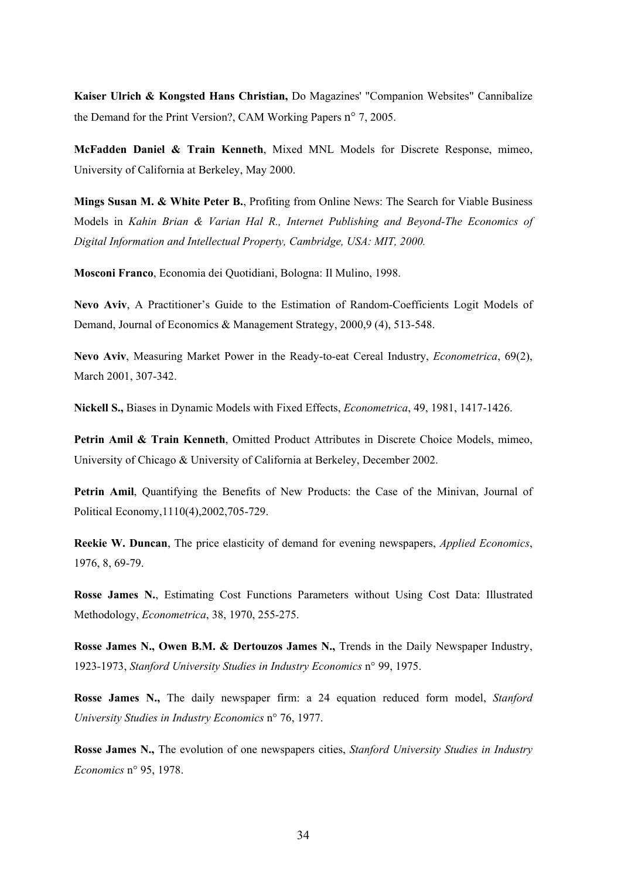**Kaiser Ulrich & Kongsted Hans Christian,** Do Magazines' "Companion Websites" Cannibalize the Demand for the Print Version?, CAM Working Papers n° 7, 2005.

**McFadden Daniel & Train Kenneth**, Mixed MNL Models for Discrete Response, mimeo, University of California at Berkeley, May 2000.

**Mings Susan M. & White Peter B.**, Profiting from Online News: The Search for Viable Business Models in *Kahin Brian & Varian Hal R., Internet Publishing and Beyond-The Economics of Digital Information and Intellectual Property, Cambridge, USA: MIT, 2000.*

**Mosconi Franco**, Economia dei Quotidiani, Bologna: Il Mulino, 1998.

**Nevo Aviv**, A Practitioner's Guide to the Estimation of Random-Coefficients Logit Models of Demand, Journal of Economics & Management Strategy, 2000,9 (4), 513-548.

**Nevo Aviv**, Measuring Market Power in the Ready-to-eat Cereal Industry, *Econometrica*, 69(2), March 2001, 307-342.

**Nickell S.,** Biases in Dynamic Models with Fixed Effects, *Econometrica*, 49, 1981, 1417-1426.

**Petrin Amil & Train Kenneth**, Omitted Product Attributes in Discrete Choice Models, mimeo, University of Chicago & University of California at Berkeley, December 2002.

**Petrin Amil**, Quantifying the Benefits of New Products: the Case of the Minivan, Journal of Political Economy,1110(4),2002,705-729.

**Reekie W. Duncan**, The price elasticity of demand for evening newspapers, *Applied Economics*, 1976, 8, 69-79.

**Rosse James N.**, Estimating Cost Functions Parameters without Using Cost Data: Illustrated Methodology, *Econometrica*, 38, 1970, 255-275.

**Rosse James N., Owen B.M. & Dertouzos James N.,** Trends in the Daily Newspaper Industry, 1923-1973, *Stanford University Studies in Industry Economics* n° 99, 1975.

**Rosse James N.,** The daily newspaper firm: a 24 equation reduced form model, *Stanford University Studies in Industry Economics* n° 76, 1977.

**Rosse James N.,** The evolution of one newspapers cities, *Stanford University Studies in Industry Economics* n° 95, 1978.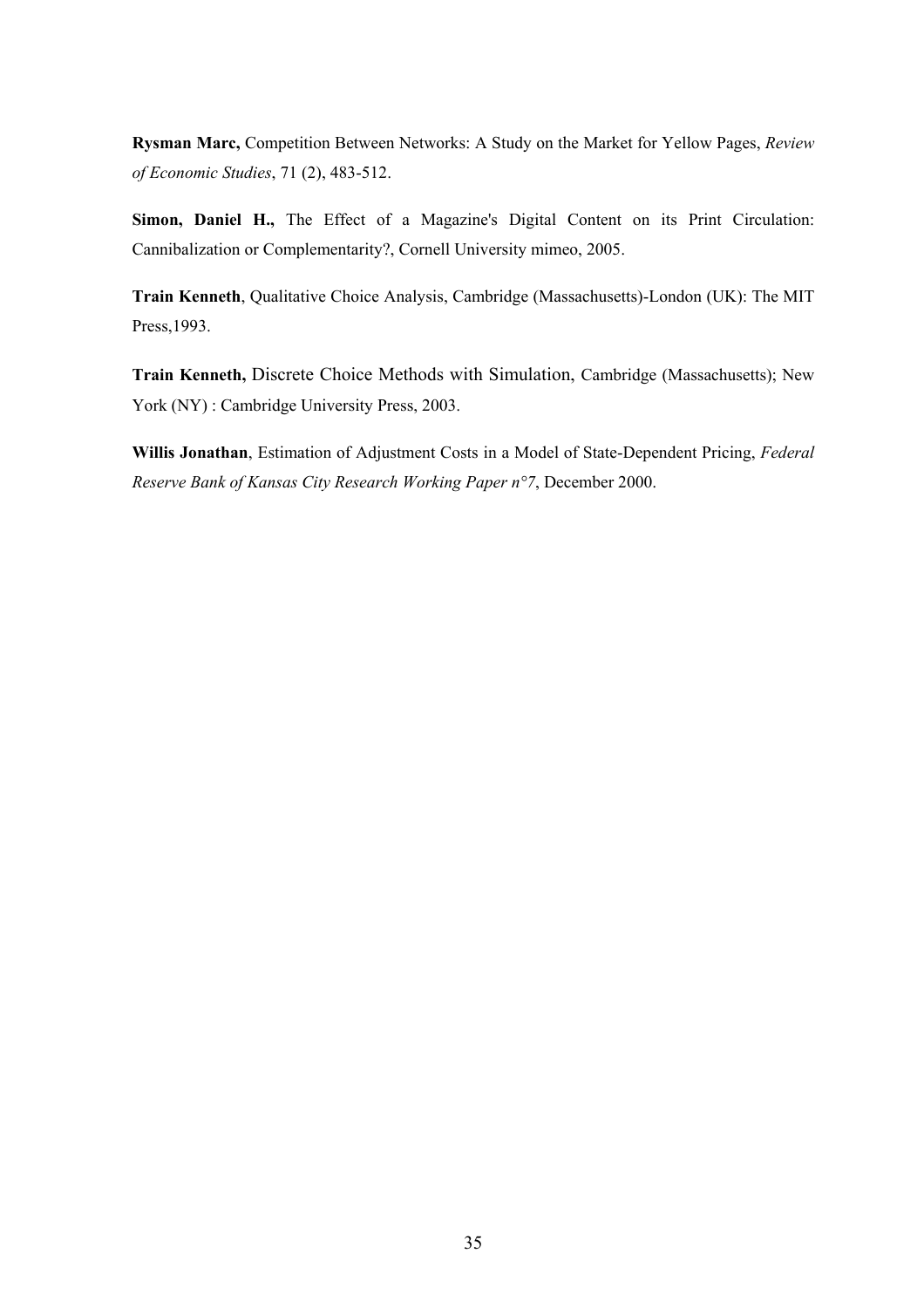**Rysman Marc,** Competition Between Networks: A Study on the Market for Yellow Pages, *Review of Economic Studies*, 71 (2), 483-512.

**Simon, Daniel H.,** The Effect of a Magazine's Digital Content on its Print Circulation: Cannibalization or Complementarity?, Cornell University mimeo, 2005.

**Train Kenneth**, Qualitative Choice Analysis, Cambridge (Massachusetts)-London (UK): The MIT Press,1993.

**Train Kenneth,** Discrete Choice Methods with Simulation, Cambridge (Massachusetts); New York (NY) : Cambridge University Press, 2003.

**Willis Jonathan**, Estimation of Adjustment Costs in a Model of State-Dependent Pricing, *Federal Reserve Bank of Kansas City Research Working Paper n°7*, December 2000.